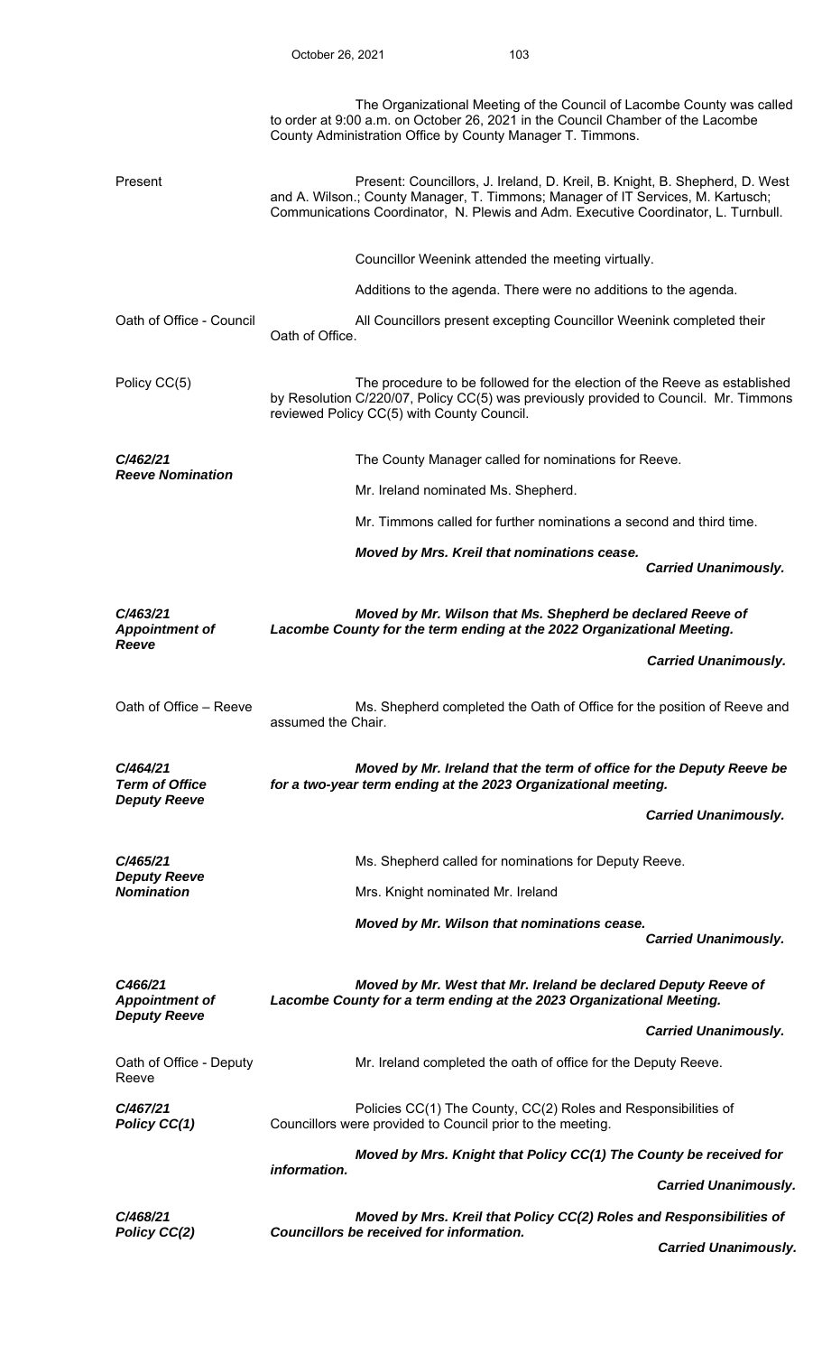The Organizational Meeting of the Council of Lacombe County was called to order at 9:00 a.m. on October 26, 2021 in the Council Chamber of the Lacombe County Administration Office by County Manager T. Timmons.

Present

Present: Councillors, J. Ireland, D. Kreil, B. Knight, B. Shepherd, D. West and A. Wilson.; County Manager, T. Timmons; Manager of IT Services, M. Kartusch; Communications Coordinator, N. Plewis and Adm. Executive Coordinator, L. Turnbull.

Councillor Weenink attended the meeting virtually.

Additions to the agenda. There were no additions to the agenda.

Oath of Office - Council

All Councillors present excepting Councillor Weenink completed their Oath of Office.

Policy CC(5)

The procedure to be followed for the election of the Reeve as established by Resolution C/220/07, Policy CC(5) was previously provided to Council. Mr. Timmons reviewed Policy CC(5) with County Council.

***C/462/21***
***Reeve Nomination***

The County Manager called for nominations for Reeve.

Mr. Ireland nominated Ms. Shepherd.

Mr. Timmons called for further nominations a second and third time.

***Moved by Mrs. Kreil that nominations cease.***

***Carried Unanimously.***

***C/463/21***
***Appointment of Reeve***

***Moved by Mr. Wilson that Ms. Shepherd be declared Reeve of Lacombe County for the term ending at the 2022 Organizational Meeting.***

***Carried Unanimously.***

Oath of Office – Reeve

Ms. Shepherd completed the Oath of Office for the position of Reeve and assumed the Chair.

***C/464/21***
***Term of Office Deputy Reeve***

***Moved by Mr. Ireland that the term of office for the Deputy Reeve be for a two-year term ending at the 2023 Organizational meeting.***

***Carried Unanimously.***

***C/465/21***
***Deputy Reeve Nomination***

Ms. Shepherd called for nominations for Deputy Reeve.

Mrs. Knight nominated Mr. Ireland

***Moved by Mr. Wilson that nominations cease.***

***Carried Unanimously.***

***C466/21***
***Appointment of Deputy Reeve***

***Moved by Mr. West that Mr. Ireland be declared Deputy Reeve of Lacombe County for a term ending at the 2023 Organizational Meeting.***

***Carried Unanimously.***

Oath of Office - Deputy Reeve

Mr. Ireland completed the oath of office for the Deputy Reeve.

***C/467/21***
***Policy CC(1)***

Policies CC(1) The County, CC(2) Roles and Responsibilities of Councillors were provided to Council prior to the meeting.

***Moved by Mrs. Knight that Policy CC(1) The County be received for information.***

***Carried Unanimously.***

***C/468/21***
***Policy CC(2)***

***Moved by Mrs. Kreil that Policy CC(2) Roles and Responsibilities of Councillors be received for information.***

***Carried Unanimously.***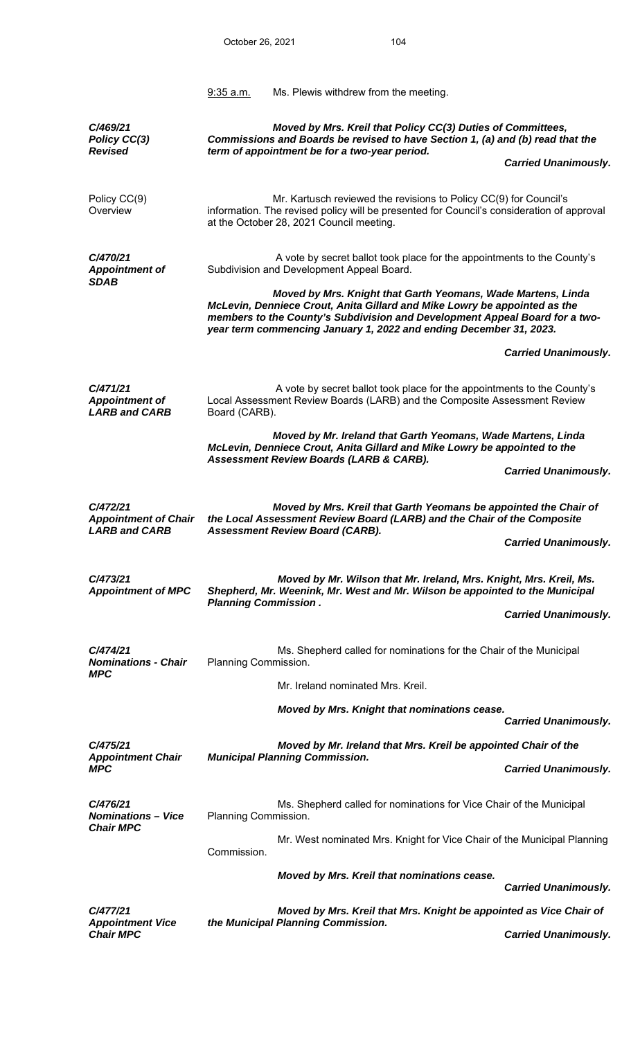9:35 a.m. Ms. Plewis withdrew from the meeting.

***C/469/21***
***Policy CC(3) Revised***

***Moved by Mrs. Kreil that Policy CC(3) Duties of Committees, Commissions and Boards be revised to have Section 1, (a) and (b) read that the term of appointment be for a two-year period.***

***Carried Unanimously.***

Policy CC(9) Overview

Mr. Kartusch reviewed the revisions to Policy CC(9) for Council's information. The revised policy will be presented for Council's consideration of approval at the October 28, 2021 Council meeting.

***C/470/21***
***Appointment of SDAB***

A vote by secret ballot took place for the appointments to the County's Subdivision and Development Appeal Board.

***Moved by Mrs. Knight that Garth Yeomans, Wade Martens, Linda McLevin, Denniece Crout, Anita Gillard and Mike Lowry be appointed as the members to the County's Subdivision and Development Appeal Board for a two-year term commencing January 1, 2022 and ending December 31, 2023.***

***Carried Unanimously.***

***C/471/21***
***Appointment of LARB and CARB***

A vote by secret ballot took place for the appointments to the County's Local Assessment Review Boards (LARB) and the Composite Assessment Review Board (CARB).

***Moved by Mr. Ireland that Garth Yeomans, Wade Martens, Linda McLevin, Denniece Crout, Anita Gillard and Mike Lowry be appointed to the Assessment Review Boards (LARB & CARB).***

***Carried Unanimously.***

***C/472/21***
***Appointment of Chair LARB and CARB***

***Moved by Mrs. Kreil that Garth Yeomans be appointed the Chair of the Local Assessment Review Board (LARB) and the Chair of the Composite Assessment Review Board (CARB).***

***Carried Unanimously.***

***C/473/21***
***Appointment of MPC***

***Moved by Mr. Wilson that Mr. Ireland, Mrs. Knight, Mrs. Kreil, Ms. Shepherd, Mr. Weenink, Mr. West and Mr. Wilson be appointed to the Municipal Planning Commission .***

***Carried Unanimously.***

***C/474/21***
***Nominations - Chair MPC***

Ms. Shepherd called for nominations for the Chair of the Municipal Planning Commission.

Mr. Ireland nominated Mrs. Kreil.

***Moved by Mrs. Knight that nominations cease.***

***Carried Unanimously.***

***C/475/21***
***Appointment Chair MPC***

***Moved by Mr. Ireland that Mrs. Kreil be appointed Chair of the Municipal Planning Commission.***

***Carried Unanimously.***

***C/476/21***
***Nominations – Vice Chair MPC***

Ms. Shepherd called for nominations for Vice Chair of the Municipal Planning Commission.

Mr. West nominated Mrs. Knight for Vice Chair of the Municipal Planning Commission.

***Moved by Mrs. Kreil that nominations cease.***

***Carried Unanimously.***

***C/477/21***
***Appointment Vice Chair MPC***

***Moved by Mrs. Kreil that Mrs. Knight be appointed as Vice Chair of the Municipal Planning Commission.***

***Carried Unanimously.***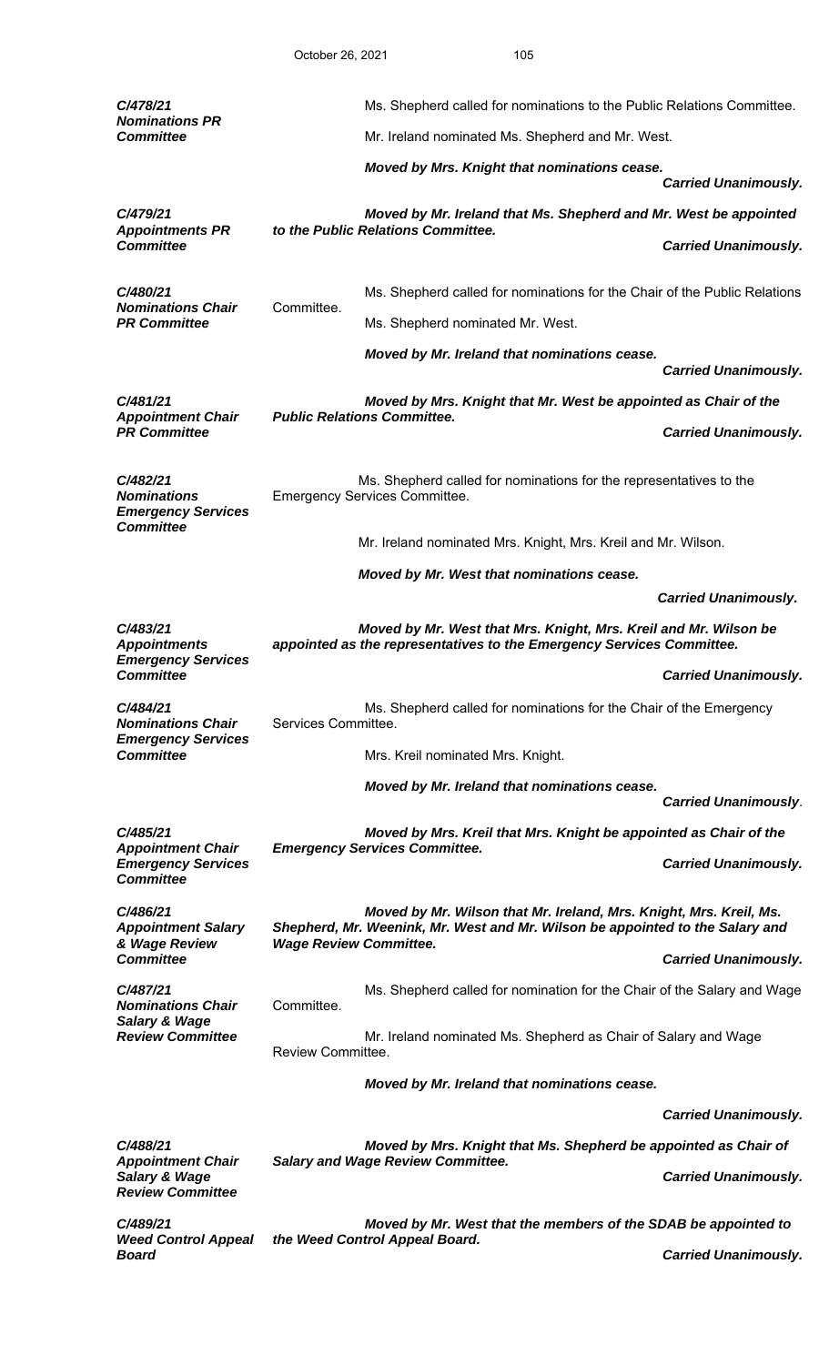**C/478/21**
***Nominations PR Committee***

Ms. Shepherd called for nominations to the Public Relations Committee.

Mr. Ireland nominated Ms. Shepherd and Mr. West.

***Moved by Mrs. Knight that nominations cease.***

***Carried Unanimously.***

**C/479/21**
***Appointments PR Committee***

***Moved by Mr. Ireland that Ms. Shepherd and Mr. West be appointed to the Public Relations Committee.***

***Carried Unanimously.***

**C/480/21**
***Nominations Chair PR Committee***

Ms. Shepherd called for nominations for the Chair of the Public Relations Committee.

Ms. Shepherd nominated Mr. West.

***Moved by Mr. Ireland that nominations cease.***

***Carried Unanimously.***

**C/481/21**
***Appointment Chair PR Committee***

***Moved by Mrs. Knight that Mr. West be appointed as Chair of the Public Relations Committee.***

***Carried Unanimously.***

**C/482/21**
***Nominations Emergency Services Committee***

Ms. Shepherd called for nominations for the representatives to the Emergency Services Committee.

Mr. Ireland nominated Mrs. Knight, Mrs. Kreil and Mr. Wilson.

***Moved by Mr. West that nominations cease.***

***Carried Unanimously.***

**C/483/21**
***Appointments Emergency Services Committee***

***Moved by Mr. West that Mrs. Knight, Mrs. Kreil and Mr. Wilson be appointed as the representatives to the Emergency Services Committee.***

***Carried Unanimously.***

**C/484/21**
***Nominations Chair Emergency Services Committee***

Ms. Shepherd called for nominations for the Chair of the Emergency Services Committee.

Mrs. Kreil nominated Mrs. Knight.

***Moved by Mr. Ireland that nominations cease.***

***Carried Unanimously.***

**C/485/21**
***Appointment Chair Emergency Services Committee***

***Moved by Mrs. Kreil that Mrs. Knight be appointed as Chair of the Emergency Services Committee.***

***Carried Unanimously.***

**C/486/21**
***Appointment Salary & Wage Review Committee***

***Moved by Mr. Wilson that Mr. Ireland, Mrs. Knight, Mrs. Kreil, Ms. Shepherd, Mr. Weenink, Mr. West and Mr. Wilson be appointed to the Salary and Wage Review Committee.***

***Carried Unanimously.***

**C/487/21**
***Nominations Chair Salary & Wage Review Committee***

Ms. Shepherd called for nomination for the Chair of the Salary and Wage Committee.

Mr. Ireland nominated Ms. Shepherd as Chair of Salary and Wage Review Committee.

***Moved by Mr. Ireland that nominations cease.***

***Carried Unanimously.***

**C/488/21**
***Appointment Chair Salary & Wage Review Committee***

***Moved by Mrs. Knight that Ms. Shepherd be appointed as Chair of Salary and Wage Review Committee.***

***Carried Unanimously.***

**C/489/21**
***Weed Control Appeal Board***

***Moved by Mr. West that the members of the SDAB be appointed to the Weed Control Appeal Board.***

***Carried Unanimously.***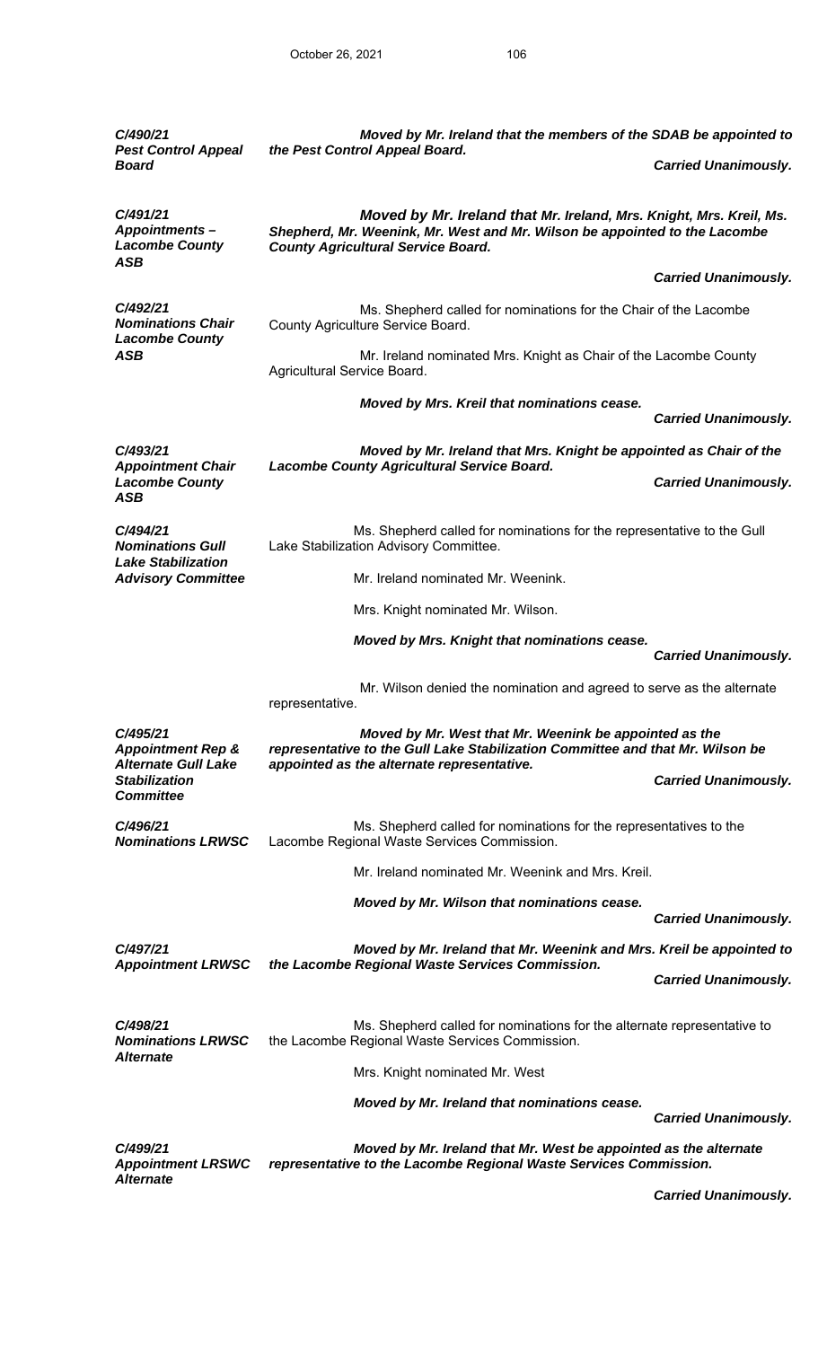***C/490/21***
***Pest Control Appeal Board***

***Moved by Mr. Ireland that the members of the SDAB be appointed to the Pest Control Appeal Board.***

***Carried Unanimously.***

***C/491/21***
***Appointments – Lacombe County ASB***

***Moved by Mr. Ireland that Mr. Ireland, Mrs. Knight, Mrs. Kreil, Ms. Shepherd, Mr. Weenink, Mr. West and Mr. Wilson be appointed to the Lacombe County Agricultural Service Board.***

***Carried Unanimously.***

***C/492/21***
***Nominations Chair Lacombe County ASB***

Ms. Shepherd called for nominations for the Chair of the Lacombe County Agriculture Service Board.

Mr. Ireland nominated Mrs. Knight as Chair of the Lacombe County Agricultural Service Board.

***Moved by Mrs. Kreil that nominations cease.***

***Carried Unanimously.***

***C/493/21***
***Appointment Chair Lacombe County ASB***

***Moved by Mr. Ireland that Mrs. Knight be appointed as Chair of the Lacombe County Agricultural Service Board.***

***Carried Unanimously.***

***C/494/21***
***Nominations Gull Lake Stabilization Advisory Committee***

Ms. Shepherd called for nominations for the representative to the Gull Lake Stabilization Advisory Committee.

Mr. Ireland nominated Mr. Weenink.

Mrs. Knight nominated Mr. Wilson.

***Moved by Mrs. Knight that nominations cease.***

***Carried Unanimously.***

Mr. Wilson denied the nomination and agreed to serve as the alternate representative.

***C/495/21***
***Appointment Rep & Alternate Gull Lake Stabilization Committee***

***Moved by Mr. West that Mr. Weenink be appointed as the representative to the Gull Lake Stabilization Committee and that Mr. Wilson be appointed as the alternate representative.***

***Carried Unanimously.***

***C/496/21***
***Nominations LRWSC***

Ms. Shepherd called for nominations for the representatives to the Lacombe Regional Waste Services Commission.

Mr. Ireland nominated Mr. Weenink and Mrs. Kreil.

***Moved by Mr. Wilson that nominations cease.***

***Carried Unanimously.***

***C/497/21***
***Appointment LRWSC***

***Moved by Mr. Ireland that Mr. Weenink and Mrs. Kreil be appointed to the Lacombe Regional Waste Services Commission.***

***Carried Unanimously.***

***C/498/21***
***Nominations LRWSC Alternate***

Ms. Shepherd called for nominations for the alternate representative to the Lacombe Regional Waste Services Commission.

Mrs. Knight nominated Mr. West

***Moved by Mr. Ireland that nominations cease.***

***Carried Unanimously.***

***C/499/21***
***Appointment LRSWC Alternate***

***Moved by Mr. Ireland that Mr. West be appointed as the alternate representative to the Lacombe Regional Waste Services Commission.***

***Carried Unanimously.***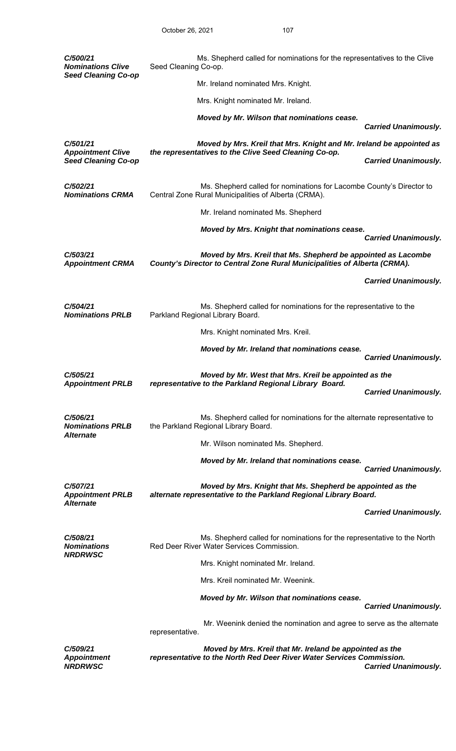*C/500/21*
***Nominations Clive Seed Cleaning Co-op***

Ms. Shepherd called for nominations for the representatives to the Clive Seed Cleaning Co-op.

Mr. Ireland nominated Mrs. Knight.

Mrs. Knight nominated Mr. Ireland.

***Moved by Mr. Wilson that nominations cease.***

***Carried Unanimously.***

*C/501/21*
***Appointment Clive Seed Cleaning Co-op***

***Moved by Mrs. Kreil that Mrs. Knight and Mr. Ireland be appointed as the representatives to the Clive Seed Cleaning Co-op.***

***Carried Unanimously.***

*C/502/21*
***Nominations CRMA***

Ms. Shepherd called for nominations for Lacombe County's Director to Central Zone Rural Municipalities of Alberta (CRMA).

Mr. Ireland nominated Ms. Shepherd

***Moved by Mrs. Knight that nominations cease.***

***Carried Unanimously.***

*C/503/21*
***Appointment CRMA***

***Moved by Mrs. Kreil that Ms. Shepherd be appointed as Lacombe County's Director to Central Zone Rural Municipalities of Alberta (CRMA).***

***Carried Unanimously.***

*C/504/21*
***Nominations PRLB***

Ms. Shepherd called for nominations for the representative to the Parkland Regional Library Board.

Mrs. Knight nominated Mrs. Kreil.

***Moved by Mr. Ireland that nominations cease.***

***Carried Unanimously.***

*C/505/21*
***Appointment PRLB***

***Moved by Mr. West that Mrs. Kreil be appointed as the representative to the Parkland Regional Library Board.***

***Carried Unanimously.***

*C/506/21*
***Nominations PRLB Alternate***

Ms. Shepherd called for nominations for the alternate representative to the Parkland Regional Library Board.

Mr. Wilson nominated Ms. Shepherd.

***Moved by Mr. Ireland that nominations cease.***

***Carried Unanimously.***

*C/507/21*
***Appointment PRLB Alternate***

***Moved by Mrs. Knight that Ms. Shepherd be appointed as the alternate representative to the Parkland Regional Library Board.***

***Carried Unanimously.***

*C/508/21*
***Nominations NRDRWSC***

Ms. Shepherd called for nominations for the representative to the North Red Deer River Water Services Commission.

Mrs. Knight nominated Mr. Ireland.

Mrs. Kreil nominated Mr. Weenink.

***Moved by Mr. Wilson that nominations cease.***

***Carried Unanimously.***

Mr. Weenink denied the nomination and agree to serve as the alternate representative.

*C/509/21*
***Appointment NRDRWSC***

***Moved by Mrs. Kreil that Mr. Ireland be appointed as the representative to the North Red Deer River Water Services Commission.***

***Carried Unanimously.***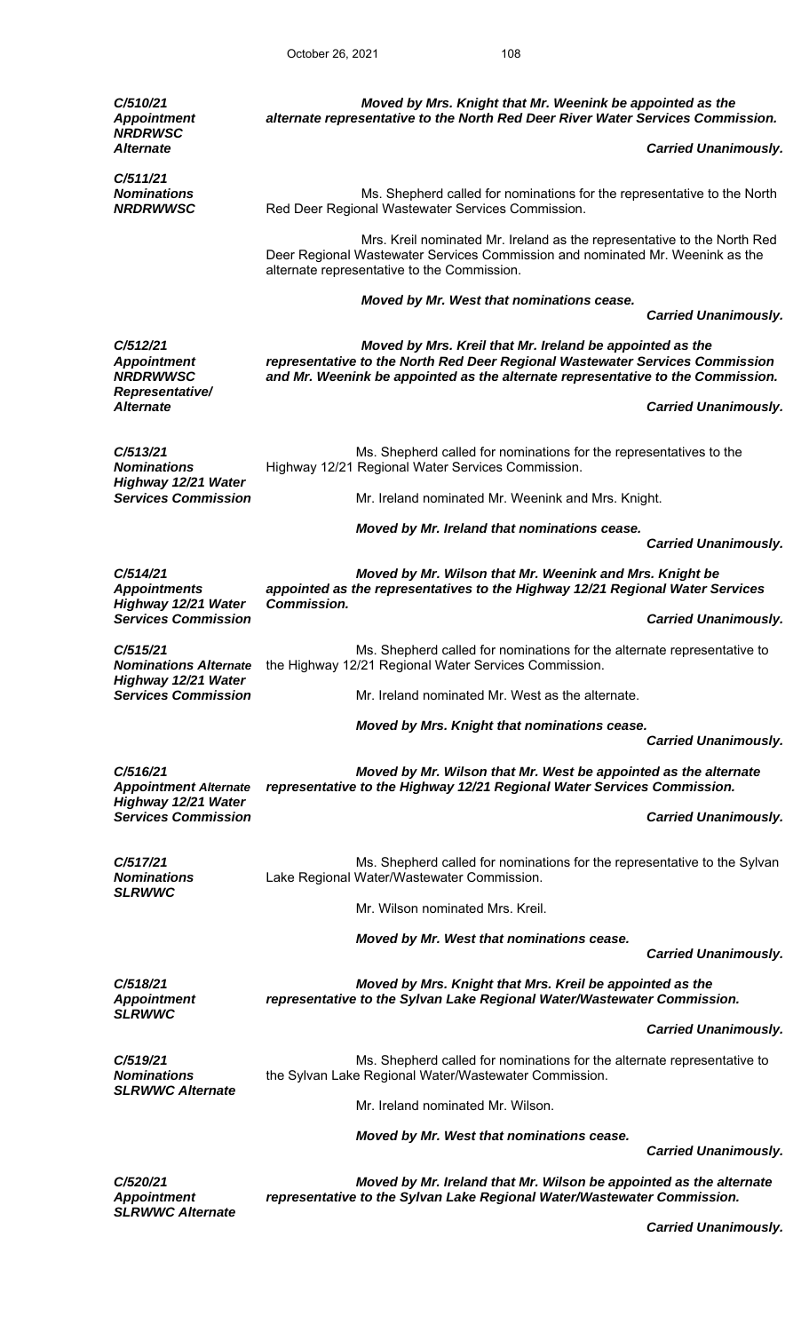***C/510/21***
***Appointment***
***NRDRWSC***
***Alternate***

***Moved by Mrs. Knight that Mr. Weenink be appointed as the alternate representative to the North Red Deer River Water Services Commission.***

***Carried Unanimously.***

***C/511/21***
***Nominations***
***NRDRWWSC***

Ms. Shepherd called for nominations for the representative to the North Red Deer Regional Wastewater Services Commission.

Mrs. Kreil nominated Mr. Ireland as the representative to the North Red Deer Regional Wastewater Services Commission and nominated Mr. Weenink as the alternate representative to the Commission.

***Moved by Mr. West that nominations cease.***

***Carried Unanimously.***

***C/512/21***
***Appointment***
***NRDRWWSC***
***Representative/***
***Alternate***

***Moved by Mrs. Kreil that Mr. Ireland be appointed as the representative to the North Red Deer Regional Wastewater Services Commission and Mr. Weenink be appointed as the alternate representative to the Commission.***

***Carried Unanimously.***

***C/513/21***
***Nominations***
***Highway 12/21 Water Services Commission***

Ms. Shepherd called for nominations for the representatives to the Highway 12/21 Regional Water Services Commission.

Mr. Ireland nominated Mr. Weenink and Mrs. Knight.

***Moved by Mr. Ireland that nominations cease.***

***Carried Unanimously.***

***C/514/21***
***Appointments***
***Highway 12/21 Water Services Commission***

***Moved by Mr. Wilson that Mr. Weenink and Mrs. Knight be appointed as the representatives to the Highway 12/21 Regional Water Services Commission.***

***Carried Unanimously.***

***C/515/21***
***Nominations Alternate***
***Highway 12/21 Water Services Commission***

Ms. Shepherd called for nominations for the alternate representative to the Highway 12/21 Regional Water Services Commission.

Mr. Ireland nominated Mr. West as the alternate.

***Moved by Mrs. Knight that nominations cease.***

***Carried Unanimously.***

***C/516/21***
***Appointment Alternate***
***Highway 12/21 Water Services Commission***

***Moved by Mr. Wilson that Mr. West be appointed as the alternate representative to the Highway 12/21 Regional Water Services Commission.***

***Carried Unanimously.***

***C/517/21***
***Nominations***
***SLRWWC***

Ms. Shepherd called for nominations for the representative to the Sylvan Lake Regional Water/Wastewater Commission.

Mr. Wilson nominated Mrs. Kreil.

***Moved by Mr. West that nominations cease.***

***Carried Unanimously.***

***C/518/21***
***Appointment***
***SLRWWC***

***Moved by Mrs. Knight that Mrs. Kreil be appointed as the representative to the Sylvan Lake Regional Water/Wastewater Commission.***

***Carried Unanimously.***

***C/519/21***
***Nominations***
***SLRWWC Alternate***

Ms. Shepherd called for nominations for the alternate representative to the Sylvan Lake Regional Water/Wastewater Commission.

Mr. Ireland nominated Mr. Wilson.

***Moved by Mr. West that nominations cease.***

***Carried Unanimously.***

***C/520/21***
***Appointment***
***SLRWWC Alternate***

***Moved by Mr. Ireland that Mr. Wilson be appointed as the alternate representative to the Sylvan Lake Regional Water/Wastewater Commission.***

***Carried Unanimously.***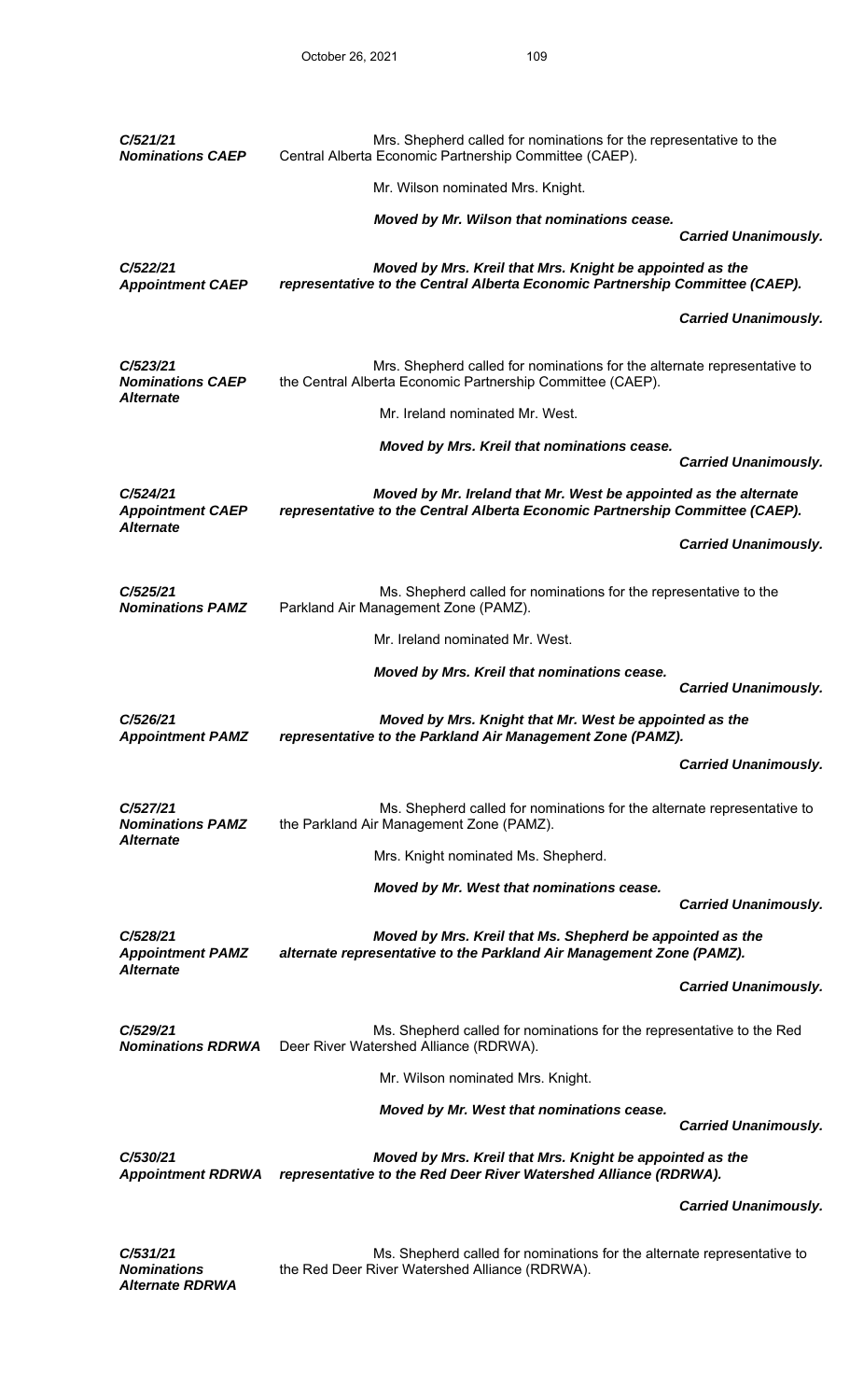***C/521/21***
***Nominations CAEP***

Mrs. Shepherd called for nominations for the representative to the Central Alberta Economic Partnership Committee (CAEP).

Mr. Wilson nominated Mrs. Knight.

***Moved by Mr. Wilson that nominations cease.***

***Carried Unanimously.***

***C/522/21***
***Appointment CAEP***

***Moved by Mrs. Kreil that Mrs. Knight be appointed as the representative to the Central Alberta Economic Partnership Committee (CAEP).***

***Carried Unanimously.***

***C/523/21***
***Nominations CAEP Alternate***

Mrs. Shepherd called for nominations for the alternate representative to the Central Alberta Economic Partnership Committee (CAEP).

Mr. Ireland nominated Mr. West.

***Moved by Mrs. Kreil that nominations cease.***

***Carried Unanimously.***

***C/524/21***
***Appointment CAEP Alternate***

***Moved by Mr. Ireland that Mr. West be appointed as the alternate representative to the Central Alberta Economic Partnership Committee (CAEP).***

***Carried Unanimously.***

***C/525/21***
***Nominations PAMZ***

Ms. Shepherd called for nominations for the representative to the Parkland Air Management Zone (PAMZ).

Mr. Ireland nominated Mr. West.

***Moved by Mrs. Kreil that nominations cease.***

***Carried Unanimously.***

***C/526/21***
***Appointment PAMZ***

***Moved by Mrs. Knight that Mr. West be appointed as the representative to the Parkland Air Management Zone (PAMZ).***

***Carried Unanimously.***

***C/527/21***
***Nominations PAMZ Alternate***

Ms. Shepherd called for nominations for the alternate representative to the Parkland Air Management Zone (PAMZ).

Mrs. Knight nominated Ms. Shepherd.

***Moved by Mr. West that nominations cease.***

***Carried Unanimously.***

***C/528/21***
***Appointment PAMZ Alternate***

***Moved by Mrs. Kreil that Ms. Shepherd be appointed as the alternate representative to the Parkland Air Management Zone (PAMZ).***

***Carried Unanimously.***

***C/529/21***
***Nominations RDRWA***

Ms. Shepherd called for nominations for the representative to the Red Deer River Watershed Alliance (RDRWA).

Mr. Wilson nominated Mrs. Knight.

***Moved by Mr. West that nominations cease.***

***Carried Unanimously.***

***C/530/21***
***Appointment RDRWA***

***Moved by Mrs. Kreil that Mrs. Knight be appointed as the representative to the Red Deer River Watershed Alliance (RDRWA).***

***Carried Unanimously.***

***C/531/21***
***Nominations Alternate RDRWA***

Ms. Shepherd called for nominations for the alternate representative to the Red Deer River Watershed Alliance (RDRWA).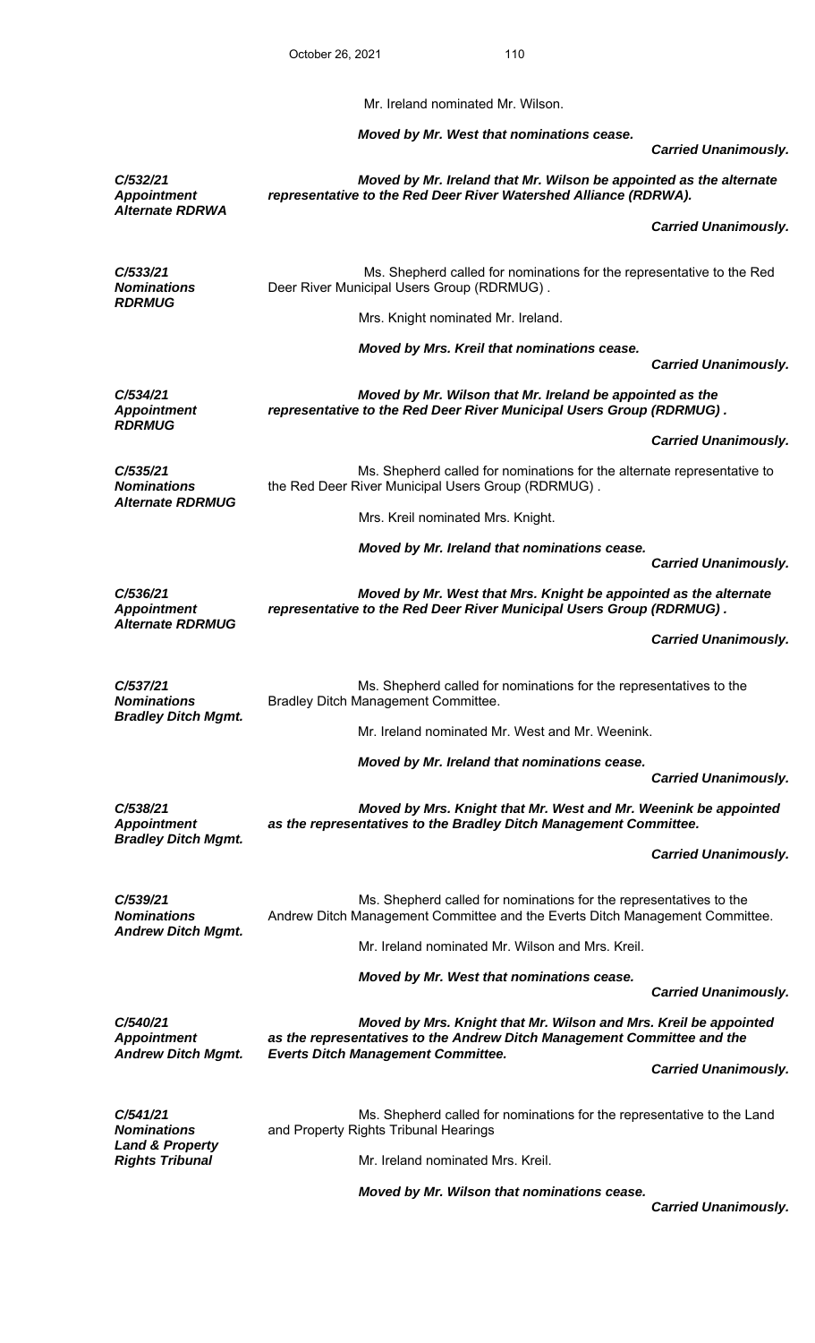Mr. Ireland nominated Mr. Wilson.

***Moved by Mr. West that nominations cease.***

***Carried Unanimously.***

***C/532/21***
***Appointment***
***Alternate RDRWA***

***Moved by Mr. Ireland that Mr. Wilson be appointed as the alternate representative to the Red Deer River Watershed Alliance (RDRWA).***

***Carried Unanimously.***

***C/533/21***
***Nominations***
***RDRMUG***

Ms. Shepherd called for nominations for the representative to the Red Deer River Municipal Users Group (RDRMUG) .

Mrs. Knight nominated Mr. Ireland.

***Moved by Mrs. Kreil that nominations cease.***

***Carried Unanimously.***

***C/534/21***
***Appointment***
***RDRMUG***

***Moved by Mr. Wilson that Mr. Ireland be appointed as the representative to the Red Deer River Municipal Users Group (RDRMUG) .***

***Carried Unanimously.***

***C/535/21***
***Nominations***
***Alternate RDRMUG***

Ms. Shepherd called for nominations for the alternate representative to the Red Deer River Municipal Users Group (RDRMUG) .

Mrs. Kreil nominated Mrs. Knight.

***Moved by Mr. Ireland that nominations cease.***

***Carried Unanimously.***

***C/536/21***
***Appointment***
***Alternate RDRMUG***

***Moved by Mr. West that Mrs. Knight be appointed as the alternate representative to the Red Deer River Municipal Users Group (RDRMUG) .***

***Carried Unanimously.***

***C/537/21***
***Nominations***
***Bradley Ditch Mgmt.***

Ms. Shepherd called for nominations for the representatives to the Bradley Ditch Management Committee.

Mr. Ireland nominated Mr. West and Mr. Weenink.

***Moved by Mr. Ireland that nominations cease.***

***Carried Unanimously.***

***C/538/21***
***Appointment***
***Bradley Ditch Mgmt.***

***Moved by Mrs. Knight that Mr. West and Mr. Weenink be appointed as the representatives to the Bradley Ditch Management Committee.***

***Carried Unanimously.***

***C/539/21***
***Nominations***
***Andrew Ditch Mgmt.***

Ms. Shepherd called for nominations for the representatives to the Andrew Ditch Management Committee and the Everts Ditch Management Committee.

Mr. Ireland nominated Mr. Wilson and Mrs. Kreil.

***Moved by Mr. West that nominations cease.***

***Carried Unanimously.***

***C/540/21***
***Appointment***
***Andrew Ditch Mgmt.***

***Moved by Mrs. Knight that Mr. Wilson and Mrs. Kreil be appointed as the representatives to the Andrew Ditch Management Committee and the Everts Ditch Management Committee.***

***Carried Unanimously.***

***C/541/21***
***Nominations***
***Land & Property Rights Tribunal***

Ms. Shepherd called for nominations for the representative to the Land and Property Rights Tribunal Hearings

Mr. Ireland nominated Mrs. Kreil.

***Moved by Mr. Wilson that nominations cease.***

***Carried Unanimously.***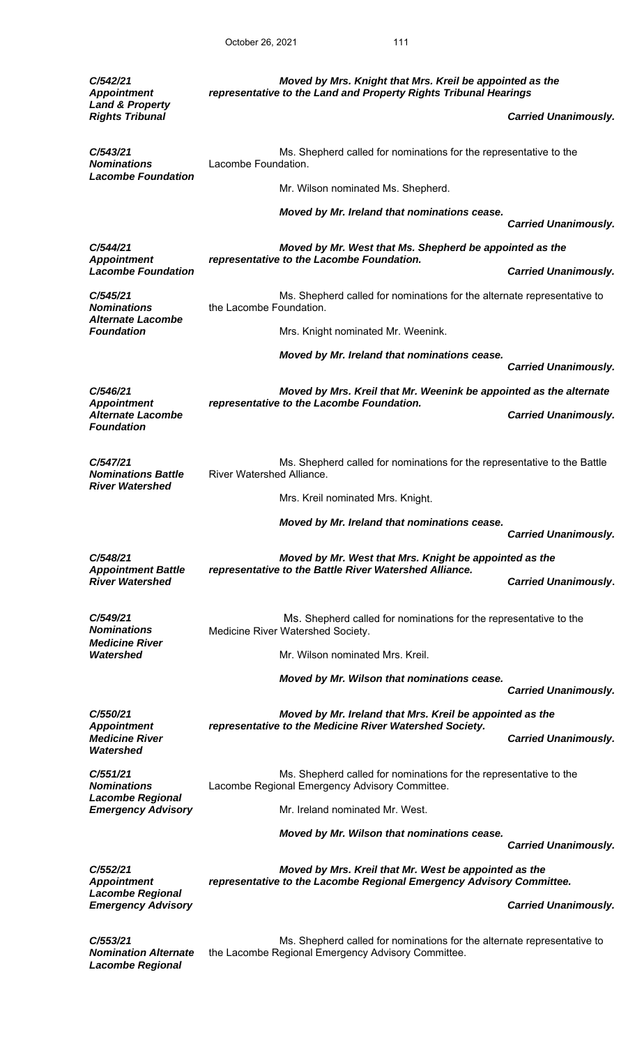***C/542/21 Appointment Land & Property Rights Tribunal***

***Moved by Mrs. Knight that Mrs. Kreil be appointed as the representative to the Land and Property Rights Tribunal Hearings***

***Carried Unanimously.***

***C/543/21 Nominations Lacombe Foundation***

Ms. Shepherd called for nominations for the representative to the Lacombe Foundation.

Mr. Wilson nominated Ms. Shepherd.

***Moved by Mr. Ireland that nominations cease.***

***Carried Unanimously.***

***C/544/21 Appointment Lacombe Foundation***

***Moved by Mr. West that Ms. Shepherd be appointed as the representative to the Lacombe Foundation.***

***Carried Unanimously.***

***C/545/21 Nominations Alternate Lacombe Foundation***

Ms. Shepherd called for nominations for the alternate representative to the Lacombe Foundation.

Mrs. Knight nominated Mr. Weenink.

***Moved by Mr. Ireland that nominations cease.***

***Carried Unanimously.***

***C/546/21 Appointment Alternate Lacombe Foundation***

***Moved by Mrs. Kreil that Mr. Weenink be appointed as the alternate representative to the Lacombe Foundation.***

***Carried Unanimously.***

***C/547/21 Nominations Battle River Watershed***

Ms. Shepherd called for nominations for the representative to the Battle River Watershed Alliance.

Mrs. Kreil nominated Mrs. Knight.

***Moved by Mr. Ireland that nominations cease.***

***Carried Unanimously.***

***C/548/21 Appointment Battle River Watershed***

***Moved by Mr. West that Mrs. Knight be appointed as the representative to the Battle River Watershed Alliance.***

***Carried Unanimously.***

***C/549/21 Nominations Medicine River Watershed***

Ms. Shepherd called for nominations for the representative to the Medicine River Watershed Society.

Mr. Wilson nominated Mrs. Kreil.

***Moved by Mr. Wilson that nominations cease.***

***Carried Unanimously.***

***C/550/21 Appointment Medicine River Watershed***

***Moved by Mr. Ireland that Mrs. Kreil be appointed as the representative to the Medicine River Watershed Society.***

***Carried Unanimously.***

***C/551/21 Nominations Lacombe Regional Emergency Advisory***

Ms. Shepherd called for nominations for the representative to the Lacombe Regional Emergency Advisory Committee.

Mr. Ireland nominated Mr. West.

***Moved by Mr. Wilson that nominations cease.***

***Carried Unanimously.***

***C/552/21 Appointment Lacombe Regional Emergency Advisory***

***Moved by Mrs. Kreil that Mr. West be appointed as the representative to the Lacombe Regional Emergency Advisory Committee.***

***Carried Unanimously.***

***C/553/21 Nomination Alternate Lacombe Regional***

Ms. Shepherd called for nominations for the alternate representative to the Lacombe Regional Emergency Advisory Committee.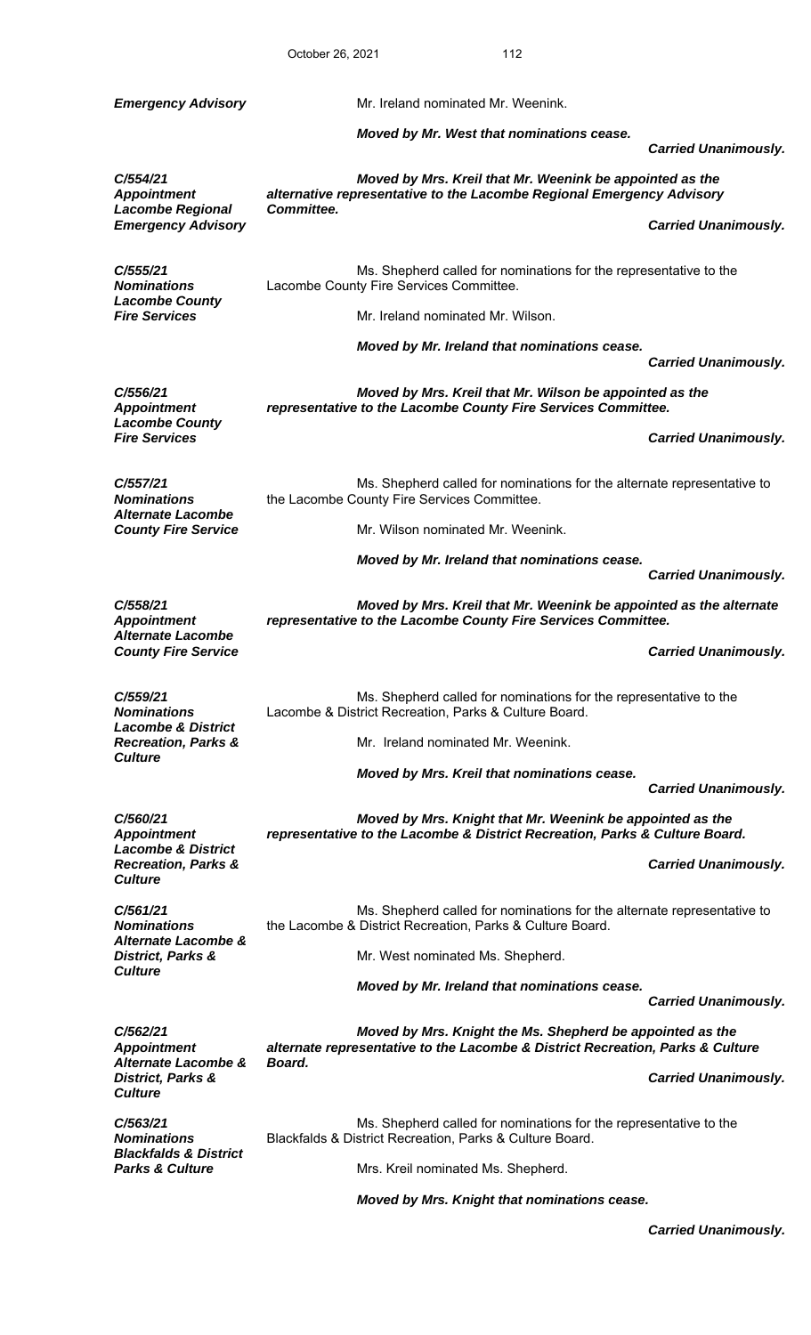***Emergency Advisory***

Mr. Ireland nominated Mr. Weenink.

***Moved by Mr. West that nominations cease.***

***Carried Unanimously.***

***C/554/21***
***Appointment Lacombe Regional Emergency Advisory***

***Moved by Mrs. Kreil that Mr. Weenink be appointed as the alternative representative to the Lacombe Regional Emergency Advisory Committee.***

***Carried Unanimously.***

***C/555/21***
***Nominations Lacombe County Fire Services***

Ms. Shepherd called for nominations for the representative to the Lacombe County Fire Services Committee.

Mr. Ireland nominated Mr. Wilson.

***Moved by Mr. Ireland that nominations cease.***

***Carried Unanimously.***

***C/556/21***
***Appointment Lacombe County Fire Services***

***Moved by Mrs. Kreil that Mr. Wilson be appointed as the representative to the Lacombe County Fire Services Committee.***

***Carried Unanimously.***

***C/557/21***
***Nominations Alternate Lacombe County Fire Service***

Ms. Shepherd called for nominations for the alternate representative to the Lacombe County Fire Services Committee.

Mr. Wilson nominated Mr. Weenink.

***Moved by Mr. Ireland that nominations cease.***

***Carried Unanimously.***

***C/558/21***
***Appointment Alternate Lacombe County Fire Service***

***Moved by Mrs. Kreil that Mr. Weenink be appointed as the alternate representative to the Lacombe County Fire Services Committee.***

***Carried Unanimously.***

***C/559/21***
***Nominations Lacombe & District Recreation, Parks & Culture***

Ms. Shepherd called for nominations for the representative to the Lacombe & District Recreation, Parks & Culture Board.

Mr. Ireland nominated Mr. Weenink.

***Moved by Mrs. Kreil that nominations cease.***

***Carried Unanimously.***

***C/560/21***
***Appointment Lacombe & District Recreation, Parks & Culture***

***Moved by Mrs. Knight that Mr. Weenink be appointed as the representative to the Lacombe & District Recreation, Parks & Culture Board.***

***Carried Unanimously.***

***C/561/21***
***Nominations Alternate Lacombe & District, Parks & Culture***

Ms. Shepherd called for nominations for the alternate representative to the Lacombe & District Recreation, Parks & Culture Board.

Mr. West nominated Ms. Shepherd.

***Moved by Mr. Ireland that nominations cease.***

***Carried Unanimously.***

***C/562/21***
***Appointment Alternate Lacombe & District, Parks & Culture***

***Moved by Mrs. Knight the Ms. Shepherd be appointed as the alternate representative to the Lacombe & District Recreation, Parks & Culture Board.***

***Carried Unanimously.***

***C/563/21***
***Nominations Blackfalds & District Parks & Culture***

Ms. Shepherd called for nominations for the representative to the Blackfalds & District Recreation, Parks & Culture Board.

Mrs. Kreil nominated Ms. Shepherd.

***Moved by Mrs. Knight that nominations cease.***

***Carried Unanimously.***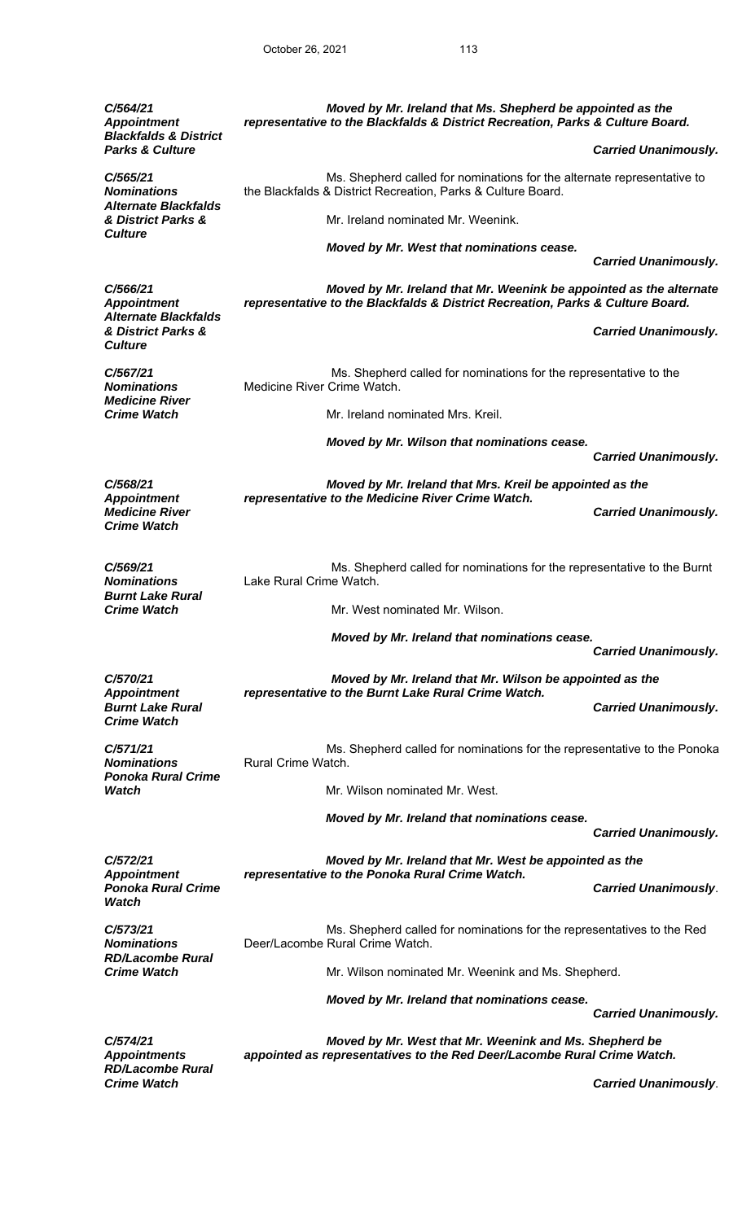***C/564/21***
***Appointment***
***Blackfalds & District Parks & Culture***

***Moved by Mr. Ireland that Ms. Shepherd be appointed as the representative to the Blackfalds & District Recreation, Parks & Culture Board.***

***Carried Unanimously.***

***C/565/21***
***Nominations***
***Alternate Blackfalds & District Parks & Culture***

Ms. Shepherd called for nominations for the alternate representative to the Blackfalds & District Recreation, Parks & Culture Board.

Mr. Ireland nominated Mr. Weenink.

***Moved by Mr. West that nominations cease.***

***Carried Unanimously.***

***C/566/21***
***Appointment***
***Alternate Blackfalds & District Parks & Culture***

***Moved by Mr. Ireland that Mr. Weenink be appointed as the alternate representative to the Blackfalds & District Recreation, Parks & Culture Board.***

***Carried Unanimously.***

***C/567/21***
***Nominations***
***Medicine River Crime Watch***

Ms. Shepherd called for nominations for the representative to the Medicine River Crime Watch.

Mr. Ireland nominated Mrs. Kreil.

***Moved by Mr. Wilson that nominations cease.***

***Carried Unanimously.***

***C/568/21***
***Appointment***
***Medicine River Crime Watch***

***Moved by Mr. Ireland that Mrs. Kreil be appointed as the representative to the Medicine River Crime Watch.***

***Carried Unanimously.***

***C/569/21***
***Nominations***
***Burnt Lake Rural Crime Watch***

Ms. Shepherd called for nominations for the representative to the Burnt Lake Rural Crime Watch.

Mr. West nominated Mr. Wilson.

***Moved by Mr. Ireland that nominations cease.***

***Carried Unanimously.***

***C/570/21***
***Appointment***
***Burnt Lake Rural Crime Watch***

***Moved by Mr. Ireland that Mr. Wilson be appointed as the representative to the Burnt Lake Rural Crime Watch.***

***Carried Unanimously.***

***C/571/21***
***Nominations***
***Ponoka Rural Crime Watch***

Ms. Shepherd called for nominations for the representative to the Ponoka Rural Crime Watch.

Mr. Wilson nominated Mr. West.

***Moved by Mr. Ireland that nominations cease.***

***Carried Unanimously.***

***C/572/21***
***Appointment***
***Ponoka Rural Crime Watch***

***Moved by Mr. Ireland that Mr. West be appointed as the representative to the Ponoka Rural Crime Watch.***

***Carried Unanimously***.

***C/573/21***
***Nominations***
***RD/Lacombe Rural Crime Watch***

Ms. Shepherd called for nominations for the representatives to the Red Deer/Lacombe Rural Crime Watch.

Mr. Wilson nominated Mr. Weenink and Ms. Shepherd.

***Moved by Mr. Ireland that nominations cease.***

***Carried Unanimously.***

***C/574/21***
***Appointments***
***RD/Lacombe Rural Crime Watch***

***Moved by Mr. West that Mr. Weenink and Ms. Shepherd be appointed as representatives to the Red Deer/Lacombe Rural Crime Watch.***

***Carried Unanimously***.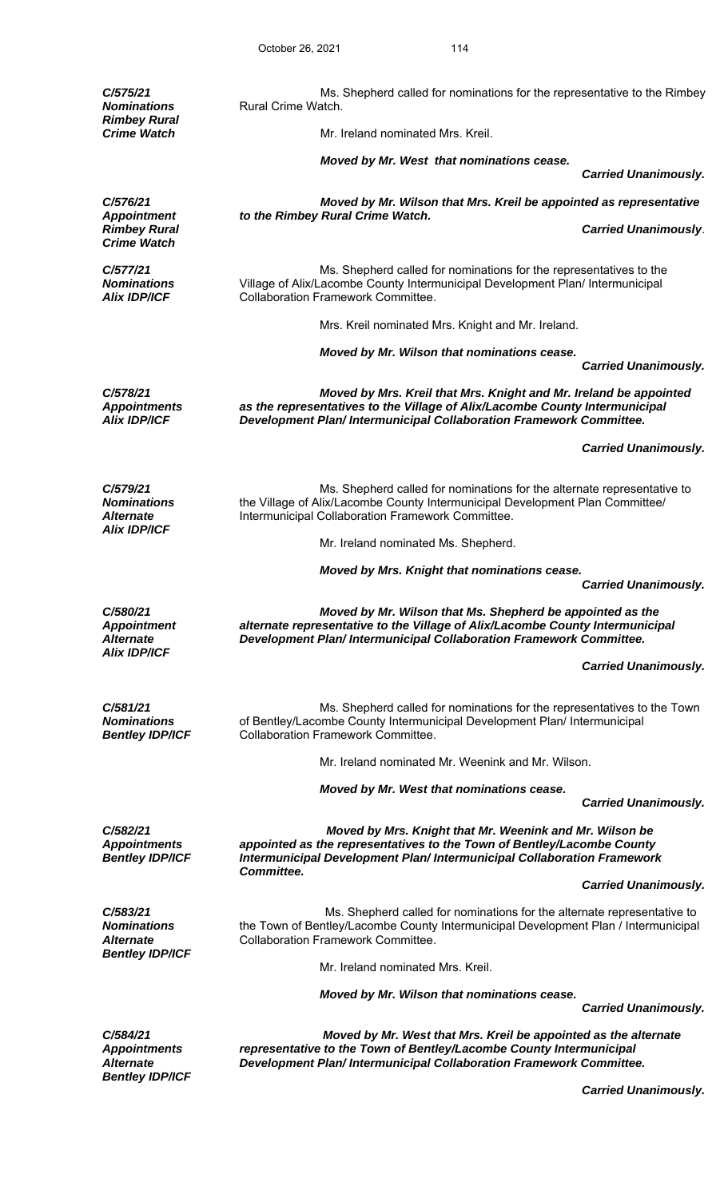***C/575/21***
***Nominations***
***Rimbey Rural Crime Watch***

Ms. Shepherd called for nominations for the representative to the Rimbey Rural Crime Watch.

Mr. Ireland nominated Mrs. Kreil.

***Moved by Mr. West that nominations cease.***

***Carried Unanimously.***

***C/576/21***
***Appointment***
***Rimbey Rural Crime Watch***

***Moved by Mr. Wilson that Mrs. Kreil be appointed as representative to the Rimbey Rural Crime Watch.***

***Carried Unanimously***.

***C/577/21***
***Nominations***
***Alix IDP/ICF***

Ms. Shepherd called for nominations for the representatives to the Village of Alix/Lacombe County Intermunicipal Development Plan/ Intermunicipal Collaboration Framework Committee.

Mrs. Kreil nominated Mrs. Knight and Mr. Ireland.

***Moved by Mr. Wilson that nominations cease.***

***Carried Unanimously.***

***C/578/21***
***Appointments***
***Alix IDP/ICF***

***Moved by Mrs. Kreil that Mrs. Knight and Mr. Ireland be appointed as the representatives to the Village of Alix/Lacombe County Intermunicipal Development Plan/ Intermunicipal Collaboration Framework Committee.***

***Carried Unanimously.***

***C/579/21***
***Nominations***
***Alternate***
***Alix IDP/ICF***

Ms. Shepherd called for nominations for the alternate representative to the Village of Alix/Lacombe County Intermunicipal Development Plan Committee/ Intermunicipal Collaboration Framework Committee.

Mr. Ireland nominated Ms. Shepherd.

***Moved by Mrs. Knight that nominations cease.***

***Carried Unanimously.***

***C/580/21***
***Appointment***
***Alternate***
***Alix IDP/ICF***

***Moved by Mr. Wilson that Ms. Shepherd be appointed as the alternate representative to the Village of Alix/Lacombe County Intermunicipal Development Plan/ Intermunicipal Collaboration Framework Committee.***

***Carried Unanimously.***

***C/581/21***
***Nominations***
***Bentley IDP/ICF***

Ms. Shepherd called for nominations for the representatives to the Town of Bentley/Lacombe County Intermunicipal Development Plan/ Intermunicipal Collaboration Framework Committee.

Mr. Ireland nominated Mr. Weenink and Mr. Wilson.

***Moved by Mr. West that nominations cease.***

***Carried Unanimously.***

***C/582/21***
***Appointments***
***Bentley IDP/ICF***

***Moved by Mrs. Knight that Mr. Weenink and Mr. Wilson be appointed as the representatives to the Town of Bentley/Lacombe County Intermunicipal Development Plan/ Intermunicipal Collaboration Framework Committee.***

***Carried Unanimously.***

***C/583/21***
***Nominations***
***Alternate***
***Bentley IDP/ICF***

Ms. Shepherd called for nominations for the alternate representative to the Town of Bentley/Lacombe County Intermunicipal Development Plan / Intermunicipal Collaboration Framework Committee.

Mr. Ireland nominated Mrs. Kreil.

***Moved by Mr. Wilson that nominations cease.***

***Carried Unanimously.***

***C/584/21***
***Appointments***
***Alternate***
***Bentley IDP/ICF***

***Moved by Mr. West that Mrs. Kreil be appointed as the alternate representative to the Town of Bentley/Lacombe County Intermunicipal Development Plan/ Intermunicipal Collaboration Framework Committee.***

***Carried Unanimously.***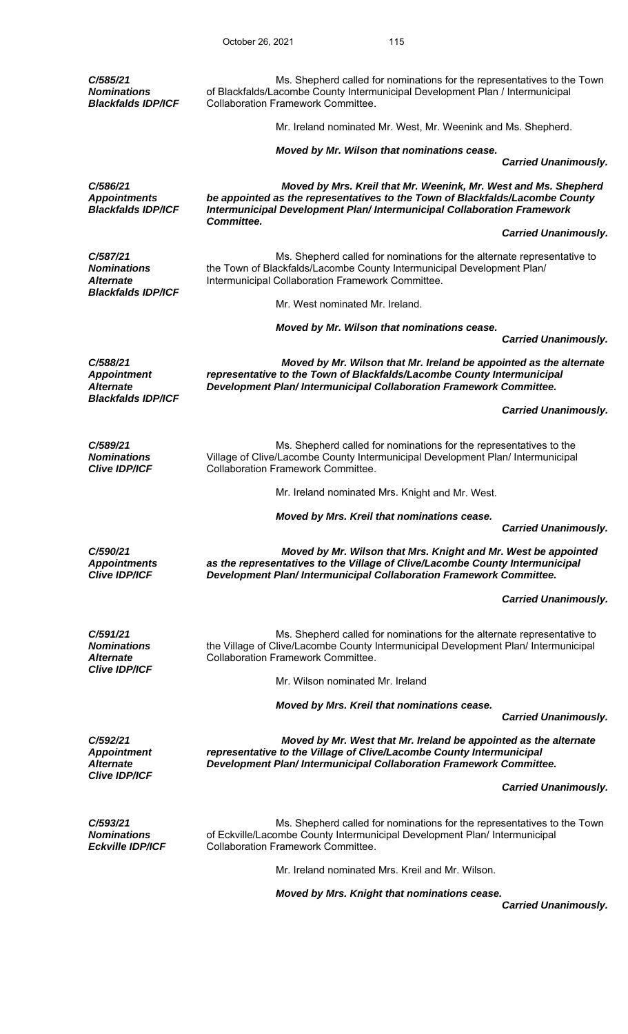***C/585/21***
***Nominations***
***Blackfalds IDP/ICF***

Ms. Shepherd called for nominations for the representatives to the Town of Blackfalds/Lacombe County Intermunicipal Development Plan / Intermunicipal Collaboration Framework Committee.

Mr. Ireland nominated Mr. West, Mr. Weenink and Ms. Shepherd.

***Moved by Mr. Wilson that nominations cease.***

***Carried Unanimously.***

***C/586/21***
***Appointments***
***Blackfalds IDP/ICF***

***Moved by Mrs. Kreil that Mr. Weenink, Mr. West and Ms. Shepherd be appointed as the representatives to the Town of Blackfalds/Lacombe County Intermunicipal Development Plan/ Intermunicipal Collaboration Framework Committee.***

***Carried Unanimously.***

***C/587/21***
***Nominations***
***Alternate***
***Blackfalds IDP/ICF***

Ms. Shepherd called for nominations for the alternate representative to the Town of Blackfalds/Lacombe County Intermunicipal Development Plan/ Intermunicipal Collaboration Framework Committee.

Mr. West nominated Mr. Ireland.

***Moved by Mr. Wilson that nominations cease.***

***Carried Unanimously.***

***C/588/21***
***Appointment***
***Alternate***
***Blackfalds IDP/ICF***

***Moved by Mr. Wilson that Mr. Ireland be appointed as the alternate representative to the Town of Blackfalds/Lacombe County Intermunicipal Development Plan/ Intermunicipal Collaboration Framework Committee.***

***Carried Unanimously.***

***C/589/21***
***Nominations***
***Clive IDP/ICF***

Ms. Shepherd called for nominations for the representatives to the Village of Clive/Lacombe County Intermunicipal Development Plan/ Intermunicipal Collaboration Framework Committee.

Mr. Ireland nominated Mrs. Knight and Mr. West.

***Moved by Mrs. Kreil that nominations cease.***

***Carried Unanimously.***

***C/590/21***
***Appointments***
***Clive IDP/ICF***

***Moved by Mr. Wilson that Mrs. Knight and Mr. West be appointed as the representatives to the Village of Clive/Lacombe County Intermunicipal Development Plan/ Intermunicipal Collaboration Framework Committee.***

***Carried Unanimously.***

***C/591/21***
***Nominations***
***Alternate***
***Clive IDP/ICF***

Ms. Shepherd called for nominations for the alternate representative to the Village of Clive/Lacombe County Intermunicipal Development Plan/ Intermunicipal Collaboration Framework Committee.

Mr. Wilson nominated Mr. Ireland

***Moved by Mrs. Kreil that nominations cease.***

***Carried Unanimously.***

***C/592/21***
***Appointment***
***Alternate***
***Clive IDP/ICF***

***Moved by Mr. West that Mr. Ireland be appointed as the alternate representative to the Village of Clive/Lacombe County Intermunicipal Development Plan/ Intermunicipal Collaboration Framework Committee.***

***Carried Unanimously.***

***C/593/21***
***Nominations***
***Eckville IDP/ICF***

Ms. Shepherd called for nominations for the representatives to the Town of Eckville/Lacombe County Intermunicipal Development Plan/ Intermunicipal Collaboration Framework Committee.

Mr. Ireland nominated Mrs. Kreil and Mr. Wilson.

***Moved by Mrs. Knight that nominations cease.***

***Carried Unanimously.***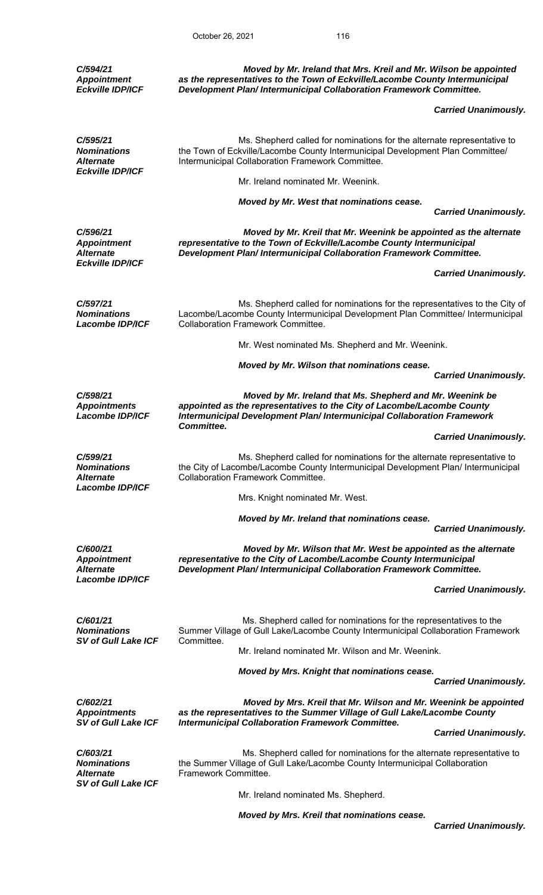*C/594/21*
*Appointment*
*Eckville IDP/ICF*

***Moved by Mr. Ireland that Mrs. Kreil and Mr. Wilson be appointed as the representatives to the Town of Eckville/Lacombe County Intermunicipal Development Plan/ Intermunicipal Collaboration Framework Committee.***

***Carried Unanimously.***

*C/595/21*
*Nominations*
*Alternate*
*Eckville IDP/ICF*

Ms. Shepherd called for nominations for the alternate representative to the Town of Eckville/Lacombe County Intermunicipal Development Plan Committee/ Intermunicipal Collaboration Framework Committee.

Mr. Ireland nominated Mr. Weenink.

***Moved by Mr. West that nominations cease.***

***Carried Unanimously.***

*C/596/21*
*Appointment*
*Alternate*
*Eckville IDP/ICF*

***Moved by Mr. Kreil that Mr. Weenink be appointed as the alternate representative to the Town of Eckville/Lacombe County Intermunicipal Development Plan/ Intermunicipal Collaboration Framework Committee.***

***Carried Unanimously.***

*C/597/21*
*Nominations*
*Lacombe IDP/ICF*

Ms. Shepherd called for nominations for the representatives to the City of Lacombe/Lacombe County Intermunicipal Development Plan Committee/ Intermunicipal Collaboration Framework Committee.

Mr. West nominated Ms. Shepherd and Mr. Weenink.

***Moved by Mr. Wilson that nominations cease.***

***Carried Unanimously.***

*C/598/21*
*Appointments*
*Lacombe IDP/ICF*

***Moved by Mr. Ireland that Ms. Shepherd and Mr. Weenink be appointed as the representatives to the City of Lacombe/Lacombe County Intermunicipal Development Plan/ Intermunicipal Collaboration Framework Committee.***

***Carried Unanimously.***

*C/599/21*
*Nominations*
*Alternate*
*Lacombe IDP/ICF*

Ms. Shepherd called for nominations for the alternate representative to the City of Lacombe/Lacombe County Intermunicipal Development Plan/ Intermunicipal Collaboration Framework Committee.

Mrs. Knight nominated Mr. West.

***Moved by Mr. Ireland that nominations cease.***

***Carried Unanimously.***

*C/600/21*
*Appointment*
*Alternate*
*Lacombe IDP/ICF*

***Moved by Mr. Wilson that Mr. West be appointed as the alternate representative to the City of Lacombe/Lacombe County Intermunicipal Development Plan/ Intermunicipal Collaboration Framework Committee.***

***Carried Unanimously.***

*C/601/21*
*Nominations*
*SV of Gull Lake ICF*

Ms. Shepherd called for nominations for the representatives to the Summer Village of Gull Lake/Lacombe County Intermunicipal Collaboration Framework Committee.

Mr. Ireland nominated Mr. Wilson and Mr. Weenink.

***Moved by Mrs. Knight that nominations cease.***

***Carried Unanimously.***

*C/602/21*
*Appointments*
*SV of Gull Lake ICF*

***Moved by Mrs. Kreil that Mr. Wilson and Mr. Weenink be appointed as the representatives to the Summer Village of Gull Lake/Lacombe County Intermunicipal Collaboration Framework Committee.***

***Carried Unanimously.***

*C/603/21*
*Nominations*
*Alternate*
*SV of Gull Lake ICF*

Ms. Shepherd called for nominations for the alternate representative to the Summer Village of Gull Lake/Lacombe County Intermunicipal Collaboration Framework Committee.

Mr. Ireland nominated Ms. Shepherd.

***Moved by Mrs. Kreil that nominations cease.***

***Carried Unanimously.***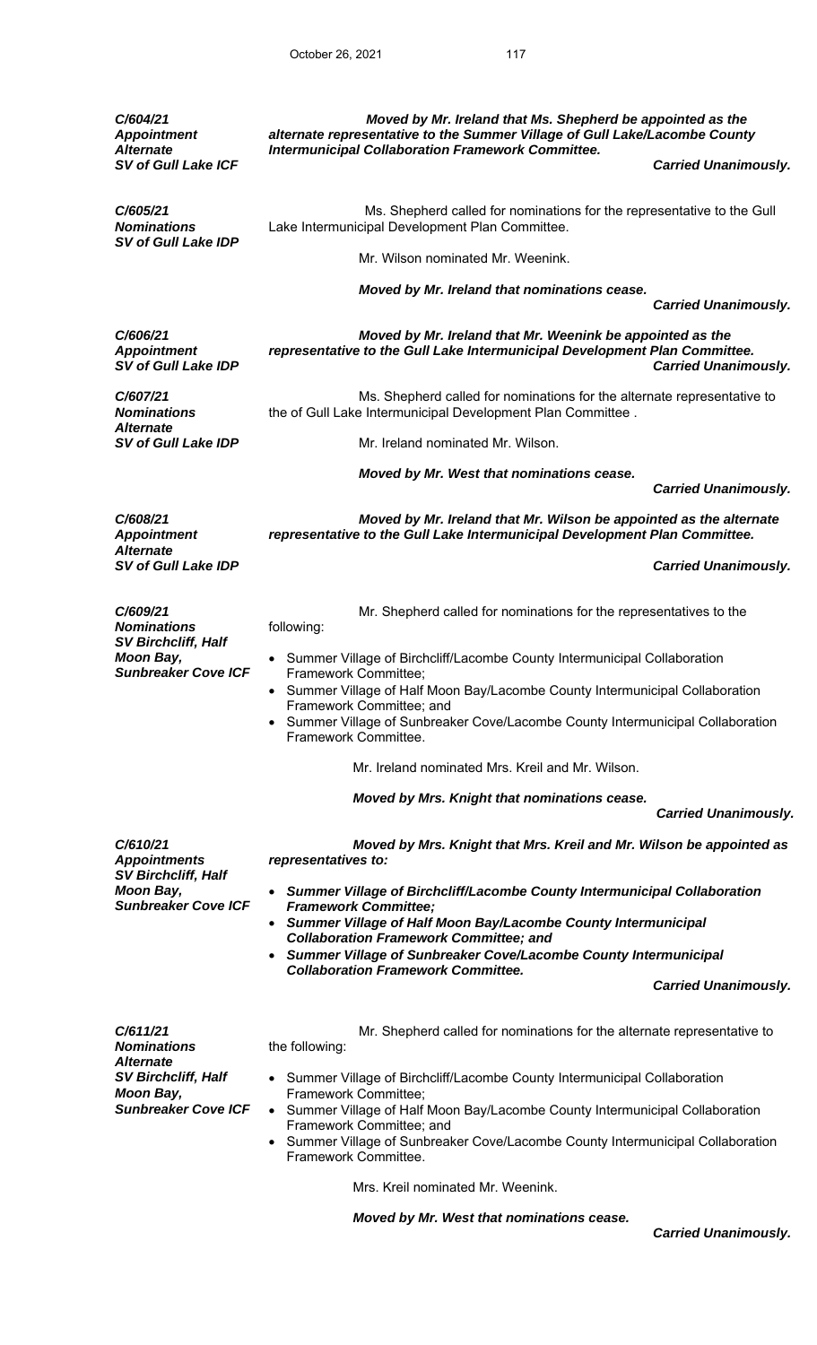***C/604/21***
***Appointment***
***Alternate***
***SV of Gull Lake ICF***

***Moved by Mr. Ireland that Ms. Shepherd be appointed as the alternate representative to the Summer Village of Gull Lake/Lacombe County Intermunicipal Collaboration Framework Committee.***

***Carried Unanimously.***

***C/605/21***
***Nominations***
***SV of Gull Lake IDP***

Ms. Shepherd called for nominations for the representative to the Gull Lake Intermunicipal Development Plan Committee.

Mr. Wilson nominated Mr. Weenink.

***Moved by Mr. Ireland that nominations cease.***

***Carried Unanimously.***

***C/606/21***
***Appointment***
***SV of Gull Lake IDP***

***Moved by Mr. Ireland that Mr. Weenink be appointed as the representative to the Gull Lake Intermunicipal Development Plan Committee.***

***Carried Unanimously.***

***C/607/21***
***Nominations***
***Alternate***
***SV of Gull Lake IDP***

Ms. Shepherd called for nominations for the alternate representative to the of Gull Lake Intermunicipal Development Plan Committee .

Mr. Ireland nominated Mr. Wilson.

***Moved by Mr. West that nominations cease.***

***Carried Unanimously.***

***C/608/21***
***Appointment***
***Alternate***
***SV of Gull Lake IDP***

***Moved by Mr. Ireland that Mr. Wilson be appointed as the alternate representative to the Gull Lake Intermunicipal Development Plan Committee.***

***Carried Unanimously.***

***C/609/21***
***Nominations***
***SV Birchcliff, Half Moon Bay, Sunbreaker Cove ICF***

Mr. Shepherd called for nominations for the representatives to the following:

- Summer Village of Birchcliff/Lacombe County Intermunicipal Collaboration Framework Committee;
- Summer Village of Half Moon Bay/Lacombe County Intermunicipal Collaboration Framework Committee; and
- Summer Village of Sunbreaker Cove/Lacombe County Intermunicipal Collaboration Framework Committee.

Mr. Ireland nominated Mrs. Kreil and Mr. Wilson.

***Moved by Mrs. Knight that nominations cease.***

***Carried Unanimously.***

***C/610/21***
***Appointments***
***SV Birchcliff, Half Moon Bay, Sunbreaker Cove ICF***

***Moved by Mrs. Knight that Mrs. Kreil and Mr. Wilson be appointed as representatives to:***

- ***Summer Village of Birchcliff/Lacombe County Intermunicipal Collaboration Framework Committee;***
- ***Summer Village of Half Moon Bay/Lacombe County Intermunicipal Collaboration Framework Committee; and***
- ***Summer Village of Sunbreaker Cove/Lacombe County Intermunicipal Collaboration Framework Committee.***

***Carried Unanimously.***

***C/611/21***
***Nominations***
***Alternate***
***SV Birchcliff, Half Moon Bay, Sunbreaker Cove ICF***

Mr. Shepherd called for nominations for the alternate representative to the following:

- Summer Village of Birchcliff/Lacombe County Intermunicipal Collaboration Framework Committee;
- Summer Village of Half Moon Bay/Lacombe County Intermunicipal Collaboration Framework Committee; and
- Summer Village of Sunbreaker Cove/Lacombe County Intermunicipal Collaboration Framework Committee.

Mrs. Kreil nominated Mr. Weenink.

***Moved by Mr. West that nominations cease.***

***Carried Unanimously.***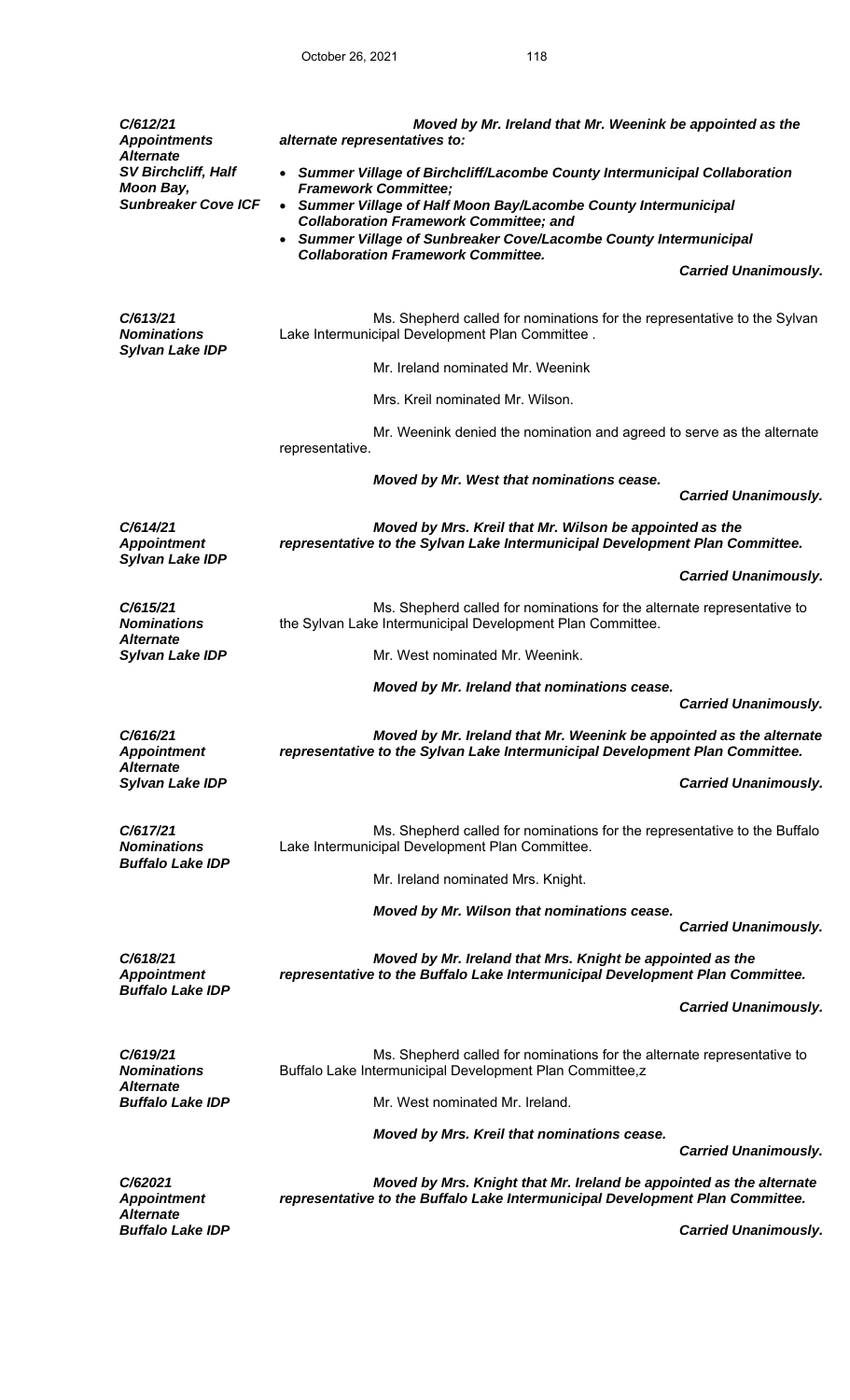***C/612/21***
***Appointments***
***Alternate***
***SV Birchcliff, Half Moon Bay, Sunbreaker Cove ICF***

***Moved by Mr. Ireland that Mr. Weenink be appointed as the alternate representatives to:***

- ***Summer Village of Birchcliff/Lacombe County Intermunicipal Collaboration Framework Committee;***
- ***Summer Village of Half Moon Bay/Lacombe County Intermunicipal Collaboration Framework Committee; and***
- ***Summer Village of Sunbreaker Cove/Lacombe County Intermunicipal Collaboration Framework Committee.***

***Carried Unanimously.***

***C/613/21***
***Nominations***
***Sylvan Lake IDP***

Ms. Shepherd called for nominations for the representative to the Sylvan Lake Intermunicipal Development Plan Committee .

Mr. Ireland nominated Mr. Weenink

Mrs. Kreil nominated Mr. Wilson.

Mr. Weenink denied the nomination and agreed to serve as the alternate representative.

***Moved by Mr. West that nominations cease.***

***Carried Unanimously.***

***C/614/21***
***Appointment***
***Sylvan Lake IDP***

***Moved by Mrs. Kreil that Mr. Wilson be appointed as the representative to the Sylvan Lake Intermunicipal Development Plan Committee.***

***Carried Unanimously.***

***C/615/21***
***Nominations***
***Alternate***
***Sylvan Lake IDP***

Ms. Shepherd called for nominations for the alternate representative to the Sylvan Lake Intermunicipal Development Plan Committee.

Mr. West nominated Mr. Weenink.

***Moved by Mr. Ireland that nominations cease.***

***Carried Unanimously.***

***C/616/21***
***Appointment***
***Alternate***
***Sylvan Lake IDP***

***Moved by Mr. Ireland that Mr. Weenink be appointed as the alternate representative to the Sylvan Lake Intermunicipal Development Plan Committee.***

***Carried Unanimously.***

***C/617/21***
***Nominations***
***Buffalo Lake IDP***

Ms. Shepherd called for nominations for the representative to the Buffalo Lake Intermunicipal Development Plan Committee.

Mr. Ireland nominated Mrs. Knight.

***Moved by Mr. Wilson that nominations cease.***

***Carried Unanimously.***

***C/618/21***
***Appointment***
***Buffalo Lake IDP***

***Moved by Mr. Ireland that Mrs. Knight be appointed as the representative to the Buffalo Lake Intermunicipal Development Plan Committee.***

***Carried Unanimously.***

***C/619/21***
***Nominations***
***Alternate***
***Buffalo Lake IDP***

Ms. Shepherd called for nominations for the alternate representative to Buffalo Lake Intermunicipal Development Plan Committee,z

Mr. West nominated Mr. Ireland.

***Moved by Mrs. Kreil that nominations cease.***

***Carried Unanimously.***

***C/62021***
***Appointment***
***Alternate***
***Buffalo Lake IDP***

***Moved by Mrs. Knight that Mr. Ireland be appointed as the alternate representative to the Buffalo Lake Intermunicipal Development Plan Committee.***

***Carried Unanimously.***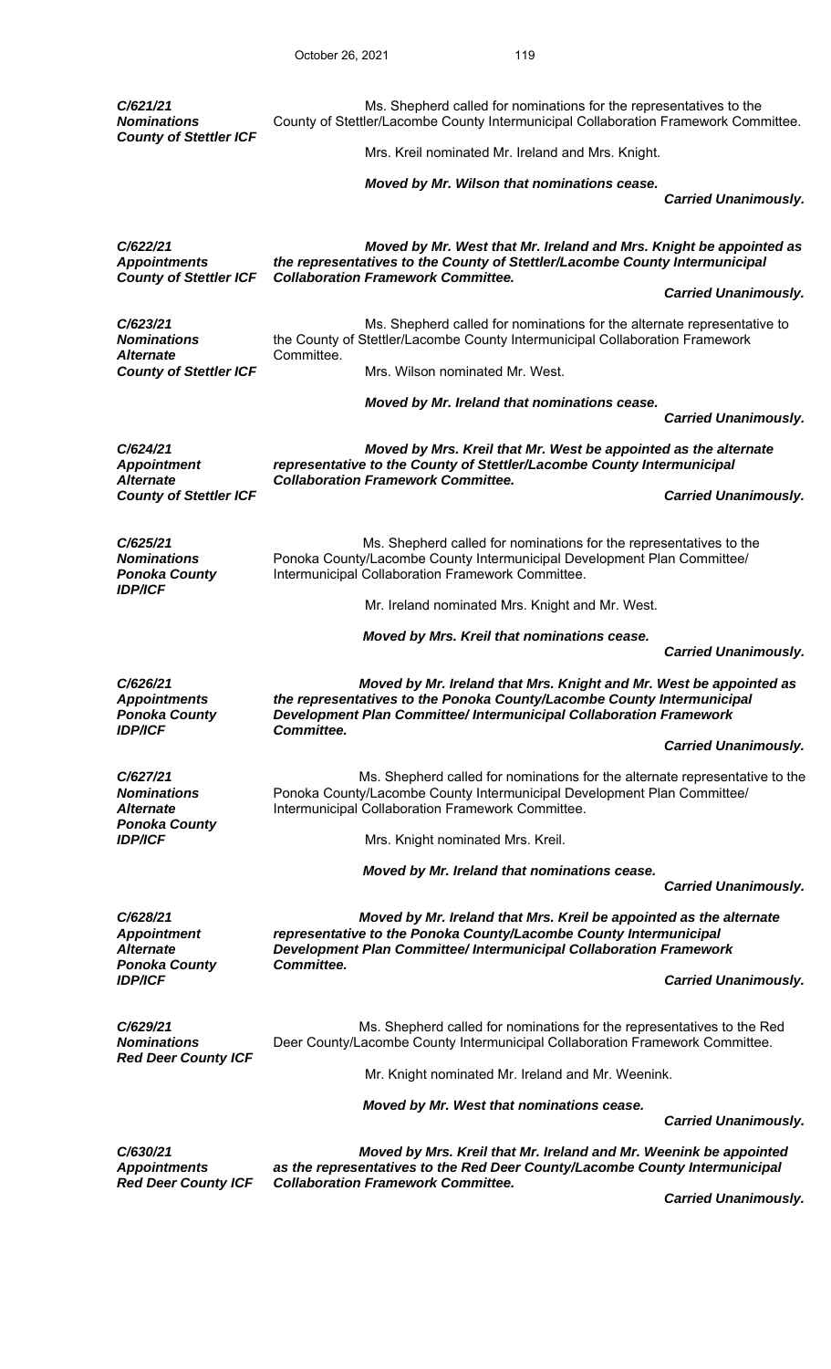***C/621/21***
***Nominations***
***County of Stettler ICF***

Ms. Shepherd called for nominations for the representatives to the County of Stettler/Lacombe County Intermunicipal Collaboration Framework Committee.

Mrs. Kreil nominated Mr. Ireland and Mrs. Knight.

***Moved by Mr. Wilson that nominations cease.***

***Carried Unanimously.***

***C/622/21***
***Appointments***
***County of Stettler ICF***

***Moved by Mr. West that Mr. Ireland and Mrs. Knight be appointed as the representatives to the County of Stettler/Lacombe County Intermunicipal Collaboration Framework Committee.***

***Carried Unanimously.***

***C/623/21***
***Nominations***
***Alternate***
***County of Stettler ICF***

Ms. Shepherd called for nominations for the alternate representative to the County of Stettler/Lacombe County Intermunicipal Collaboration Framework Committee.

Mrs. Wilson nominated Mr. West.

***Moved by Mr. Ireland that nominations cease.***

***Carried Unanimously.***

***C/624/21***
***Appointment***
***Alternate***
***County of Stettler ICF***

***Moved by Mrs. Kreil that Mr. West be appointed as the alternate representative to the County of Stettler/Lacombe County Intermunicipal Collaboration Framework Committee.***

***Carried Unanimously.***

***C/625/21***
***Nominations***
***Ponoka County***
***IDP/ICF***

Ms. Shepherd called for nominations for the representatives to the Ponoka County/Lacombe County Intermunicipal Development Plan Committee/ Intermunicipal Collaboration Framework Committee.

Mr. Ireland nominated Mrs. Knight and Mr. West.

***Moved by Mrs. Kreil that nominations cease.***

***Carried Unanimously.***

***C/626/21***
***Appointments***
***Ponoka County***
***IDP/ICF***

***Moved by Mr. Ireland that Mrs. Knight and Mr. West be appointed as the representatives to the Ponoka County/Lacombe County Intermunicipal Development Plan Committee/ Intermunicipal Collaboration Framework Committee.***

***Carried Unanimously.***

***C/627/21***
***Nominations***
***Alternate***
***Ponoka County***
***IDP/ICF***

Ms. Shepherd called for nominations for the alternate representative to the Ponoka County/Lacombe County Intermunicipal Development Plan Committee/ Intermunicipal Collaboration Framework Committee.

Mrs. Knight nominated Mrs. Kreil.

***Moved by Mr. Ireland that nominations cease.***

***Carried Unanimously.***

***C/628/21***
***Appointment***
***Alternate***
***Ponoka County***
***IDP/ICF***

***Moved by Mr. Ireland that Mrs. Kreil be appointed as the alternate representative to the Ponoka County/Lacombe County Intermunicipal Development Plan Committee/ Intermunicipal Collaboration Framework Committee.***

***Carried Unanimously.***

***C/629/21***
***Nominations***
***Red Deer County ICF***

Ms. Shepherd called for nominations for the representatives to the Red Deer County/Lacombe County Intermunicipal Collaboration Framework Committee.

Mr. Knight nominated Mr. Ireland and Mr. Weenink.

***Moved by Mr. West that nominations cease.***

***Carried Unanimously.***

***C/630/21***
***Appointments***
***Red Deer County ICF***

***Moved by Mrs. Kreil that Mr. Ireland and Mr. Weenink be appointed as the representatives to the Red Deer County/Lacombe County Intermunicipal Collaboration Framework Committee.***

***Carried Unanimously.***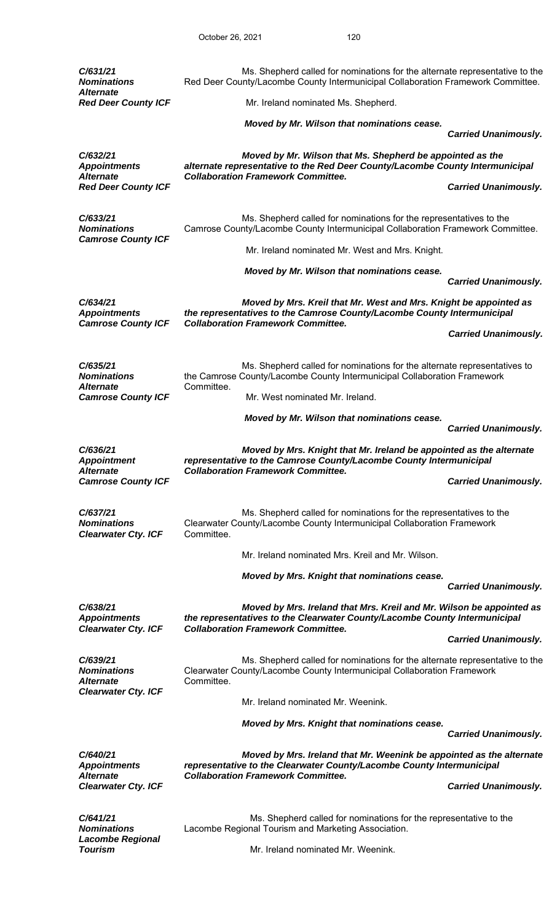***C/631/21***
***Nominations***
***Alternate***
***Red Deer County ICF***

Ms. Shepherd called for nominations for the alternate representative to the Red Deer County/Lacombe County Intermunicipal Collaboration Framework Committee.

Mr. Ireland nominated Ms. Shepherd.

***Moved by Mr. Wilson that nominations cease.***

***Carried Unanimously.***

***C/632/21***
***Appointments***
***Alternate***
***Red Deer County ICF***

***Moved by Mr. Wilson that Ms. Shepherd be appointed as the alternate representative to the Red Deer County/Lacombe County Intermunicipal Collaboration Framework Committee.***

***Carried Unanimously.***

***C/633/21***
***Nominations***
***Camrose County ICF***

Ms. Shepherd called for nominations for the representatives to the Camrose County/Lacombe County Intermunicipal Collaboration Framework Committee.

Mr. Ireland nominated Mr. West and Mrs. Knight.

***Moved by Mr. Wilson that nominations cease.***

***Carried Unanimously.***

***C/634/21***
***Appointments***
***Camrose County ICF***

***Moved by Mrs. Kreil that Mr. West and Mrs. Knight be appointed as the representatives to the Camrose County/Lacombe County Intermunicipal Collaboration Framework Committee.***

***Carried Unanimously.***

***C/635/21***
***Nominations***
***Alternate***
***Camrose County ICF***

Ms. Shepherd called for nominations for the alternate representatives to the Camrose County/Lacombe County Intermunicipal Collaboration Framework Committee.

Mr. West nominated Mr. Ireland.

***Moved by Mr. Wilson that nominations cease.***

***Carried Unanimously.***

***C/636/21***
***Appointment***
***Alternate***
***Camrose County ICF***

***Moved by Mrs. Knight that Mr. Ireland be appointed as the alternate representative to the Camrose County/Lacombe County Intermunicipal Collaboration Framework Committee.***

***Carried Unanimously.***

***C/637/21***
***Nominations***
***Clearwater Cty. ICF***

Ms. Shepherd called for nominations for the representatives to the Clearwater County/Lacombe County Intermunicipal Collaboration Framework Committee.

Mr. Ireland nominated Mrs. Kreil and Mr. Wilson.

***Moved by Mrs. Knight that nominations cease.***

***Carried Unanimously.***

***C/638/21***
***Appointments***
***Clearwater Cty. ICF***

***Moved by Mrs. Ireland that Mrs. Kreil and Mr. Wilson be appointed as the representatives to the Clearwater County/Lacombe County Intermunicipal Collaboration Framework Committee.***

***Carried Unanimously.***

***C/639/21***
***Nominations***
***Alternate***
***Clearwater Cty. ICF***

Ms. Shepherd called for nominations for the alternate representative to the Clearwater County/Lacombe County Intermunicipal Collaboration Framework Committee.

Mr. Ireland nominated Mr. Weenink.

***Moved by Mrs. Knight that nominations cease.***

***Carried Unanimously.***

***C/640/21***
***Appointments***
***Alternate***
***Clearwater Cty. ICF***

***Moved by Mrs. Ireland that Mr. Weenink be appointed as the alternate representative to the Clearwater County/Lacombe County Intermunicipal Collaboration Framework Committee.***

***Carried Unanimously.***

***C/641/21***
***Nominations***
***Lacombe Regional***
***Tourism***

Ms. Shepherd called for nominations for the representative to the Lacombe Regional Tourism and Marketing Association.

Mr. Ireland nominated Mr. Weenink.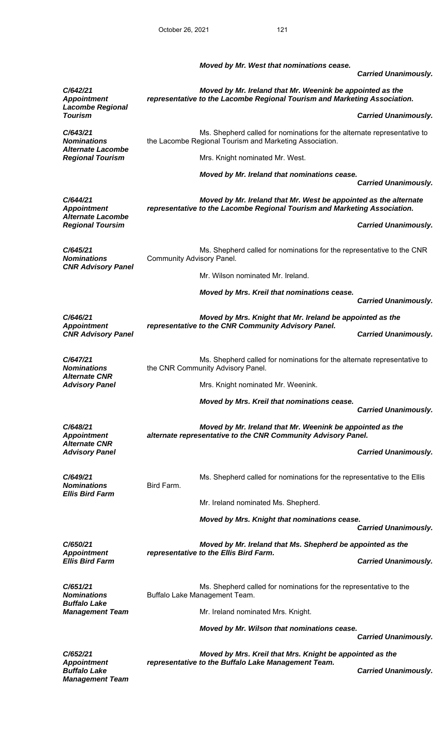*Moved by Mr. West that nominations cease.*

***Carried Unanimously.***

***C/642/21***
***Appointment***
***Lacombe Regional Tourism***

***Moved by Mr. Ireland that Mr. Weenink be appointed as the representative to the Lacombe Regional Tourism and Marketing Association.***

***Carried Unanimously.***

***C/643/21***
***Nominations***
***Alternate Lacombe Regional Tourism***

Ms. Shepherd called for nominations for the alternate representative to the Lacombe Regional Tourism and Marketing Association.

Mrs. Knight nominated Mr. West.

***Moved by Mr. Ireland that nominations cease.***

***Carried Unanimously.***

***C/644/21***
***Appointment***
***Alternate Lacombe Regional Toursim***

***Moved by Mr. Ireland that Mr. West be appointed as the alternate representative to the Lacombe Regional Tourism and Marketing Association.***

***Carried Unanimously.***

***C/645/21***
***Nominations***
***CNR Advisory Panel***

Ms. Shepherd called for nominations for the representative to the CNR Community Advisory Panel.

Mr. Wilson nominated Mr. Ireland.

***Moved by Mrs. Kreil that nominations cease.***

***Carried Unanimously.***

***C/646/21***
***Appointment***
***CNR Advisory Panel***

***Moved by Mrs. Knight that Mr. Ireland be appointed as the representative to the CNR Community Advisory Panel.***

***Carried Unanimously.***

***C/647/21***
***Nominations***
***Alternate CNR Advisory Panel***

Ms. Shepherd called for nominations for the alternate representative to the CNR Community Advisory Panel.

Mrs. Knight nominated Mr. Weenink.

***Moved by Mrs. Kreil that nominations cease.***

***Carried Unanimously.***

***C/648/21***
***Appointment***
***Alternate CNR Advisory Panel***

***Moved by Mr. Ireland that Mr. Weenink be appointed as the alternate representative to the CNR Community Advisory Panel.***

***Carried Unanimously.***

***C/649/21***
***Nominations***
***Ellis Bird Farm***

Ms. Shepherd called for nominations for the representative to the Ellis Bird Farm.

Mr. Ireland nominated Ms. Shepherd.

***Moved by Mrs. Knight that nominations cease.***

***Carried Unanimously.***

***C/650/21***
***Appointment***
***Ellis Bird Farm***

***Moved by Mr. Ireland that Ms. Shepherd be appointed as the representative to the Ellis Bird Farm.***

***Carried Unanimously.***

***C/651/21***
***Nominations***
***Buffalo Lake Management Team***

Ms. Shepherd called for nominations for the representative to the Buffalo Lake Management Team.

Mr. Ireland nominated Mrs. Knight.

***Moved by Mr. Wilson that nominations cease.***

***Carried Unanimously.***

***C/652/21***
***Appointment***
***Buffalo Lake Management Team***

***Moved by Mrs. Kreil that Mrs. Knight be appointed as the representative to the Buffalo Lake Management Team.***

***Carried Unanimously.***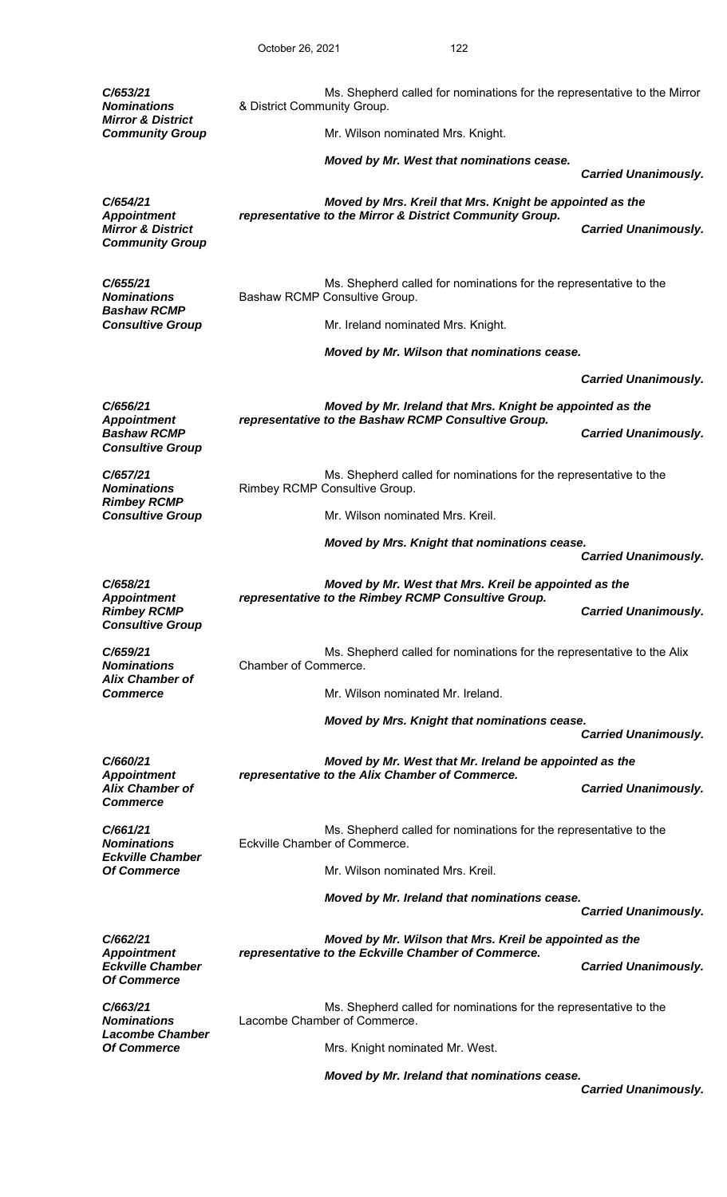***C/653/21***
***Nominations***
***Mirror & District Community Group***

Ms. Shepherd called for nominations for the representative to the Mirror & District Community Group.

Mr. Wilson nominated Mrs. Knight.

***Moved by Mr. West that nominations cease.***

***Carried Unanimously.***

***C/654/21***
***Appointment***
***Mirror & District Community Group***

***Moved by Mrs. Kreil that Mrs. Knight be appointed as the representative to the Mirror & District Community Group.***

***Carried Unanimously.***

***C/655/21***
***Nominations***
***Bashaw RCMP Consultive Group***

Ms. Shepherd called for nominations for the representative to the Bashaw RCMP Consultive Group.

Mr. Ireland nominated Mrs. Knight.

***Moved by Mr. Wilson that nominations cease.***

***Carried Unanimously.***

***C/656/21***
***Appointment***
***Bashaw RCMP Consultive Group***

***Moved by Mr. Ireland that Mrs. Knight be appointed as the representative to the Bashaw RCMP Consultive Group.***

***Carried Unanimously.***

***C/657/21***
***Nominations***
***Rimbey RCMP Consultive Group***

Ms. Shepherd called for nominations for the representative to the Rimbey RCMP Consultive Group.

Mr. Wilson nominated Mrs. Kreil.

***Moved by Mrs. Knight that nominations cease.***

***Carried Unanimously.***

***C/658/21***
***Appointment***
***Rimbey RCMP Consultive Group***

***Moved by Mr. West that Mrs. Kreil be appointed as the representative to the Rimbey RCMP Consultive Group.***

***Carried Unanimously.***

***C/659/21***
***Nominations***
***Alix Chamber of Commerce***

Ms. Shepherd called for nominations for the representative to the Alix Chamber of Commerce.

Mr. Wilson nominated Mr. Ireland.

***Moved by Mrs. Knight that nominations cease.***

***Carried Unanimously.***

***C/660/21***
***Appointment***
***Alix Chamber of Commerce***

***Moved by Mr. West that Mr. Ireland be appointed as the representative to the Alix Chamber of Commerce.***

***Carried Unanimously.***

***C/661/21***
***Nominations***
***Eckville Chamber Of Commerce***

Ms. Shepherd called for nominations for the representative to the Eckville Chamber of Commerce.

Mr. Wilson nominated Mrs. Kreil.

***Moved by Mr. Ireland that nominations cease.***

***Carried Unanimously.***

***C/662/21***
***Appointment***
***Eckville Chamber Of Commerce***

***Moved by Mr. Wilson that Mrs. Kreil be appointed as the representative to the Eckville Chamber of Commerce.***

***Carried Unanimously.***

***C/663/21***
***Nominations***
***Lacombe Chamber Of Commerce***

Ms. Shepherd called for nominations for the representative to the Lacombe Chamber of Commerce.

Mrs. Knight nominated Mr. West.

***Moved by Mr. Ireland that nominations cease.***

***Carried Unanimously.***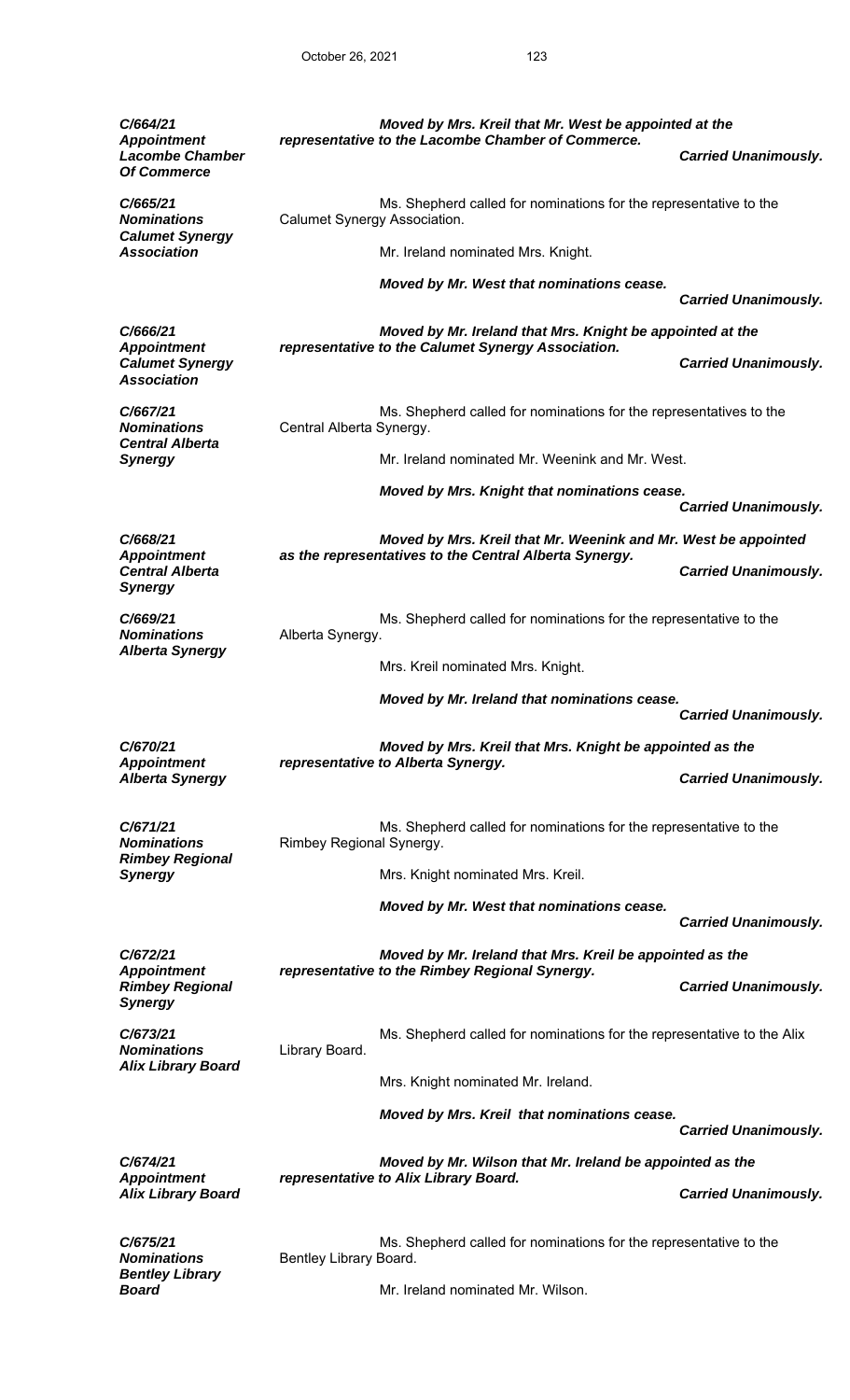***C/664/21***
***Appointment***
***Lacombe Chamber Of Commerce***

***Moved by Mrs. Kreil that Mr. West be appointed at the representative to the Lacombe Chamber of Commerce.***

***Carried Unanimously.***

***C/665/21***
***Nominations***
***Calumet Synergy Association***

Ms. Shepherd called for nominations for the representative to the Calumet Synergy Association.

Mr. Ireland nominated Mrs. Knight.

***Moved by Mr. West that nominations cease.***

***Carried Unanimously.***

***C/666/21***
***Appointment***
***Calumet Synergy Association***

***Moved by Mr. Ireland that Mrs. Knight be appointed at the representative to the Calumet Synergy Association.***

***Carried Unanimously.***

***C/667/21***
***Nominations***
***Central Alberta Synergy***

Ms. Shepherd called for nominations for the representatives to the Central Alberta Synergy.

Mr. Ireland nominated Mr. Weenink and Mr. West.

***Moved by Mrs. Knight that nominations cease.***

***Carried Unanimously.***

***C/668/21***
***Appointment***
***Central Alberta Synergy***

***Moved by Mrs. Kreil that Mr. Weenink and Mr. West be appointed as the representatives to the Central Alberta Synergy.***

***Carried Unanimously.***

***C/669/21***
***Nominations***
***Alberta Synergy***

Ms. Shepherd called for nominations for the representative to the Alberta Synergy.

Mrs. Kreil nominated Mrs. Knight.

***Moved by Mr. Ireland that nominations cease.***

***Carried Unanimously.***

***C/670/21***
***Appointment***
***Alberta Synergy***

***Moved by Mrs. Kreil that Mrs. Knight be appointed as the representative to Alberta Synergy.***

***Carried Unanimously.***

***C/671/21***
***Nominations***
***Rimbey Regional Synergy***

Ms. Shepherd called for nominations for the representative to the Rimbey Regional Synergy.

Mrs. Knight nominated Mrs. Kreil.

***Moved by Mr. West that nominations cease.***

***Carried Unanimously.***

***C/672/21***
***Appointment***
***Rimbey Regional Synergy***

***Moved by Mr. Ireland that Mrs. Kreil be appointed as the representative to the Rimbey Regional Synergy.***

***Carried Unanimously.***

***C/673/21***
***Nominations***
***Alix Library Board***

Ms. Shepherd called for nominations for the representative to the Alix Library Board.

Mrs. Knight nominated Mr. Ireland.

***Moved by Mrs. Kreil that nominations cease.***

***Carried Unanimously.***

***C/674/21***
***Appointment***
***Alix Library Board***

***Moved by Mr. Wilson that Mr. Ireland be appointed as the representative to Alix Library Board.***

***Carried Unanimously.***

***C/675/21***
***Nominations***
***Bentley Library Board***

Ms. Shepherd called for nominations for the representative to the Bentley Library Board.

Mr. Ireland nominated Mr. Wilson.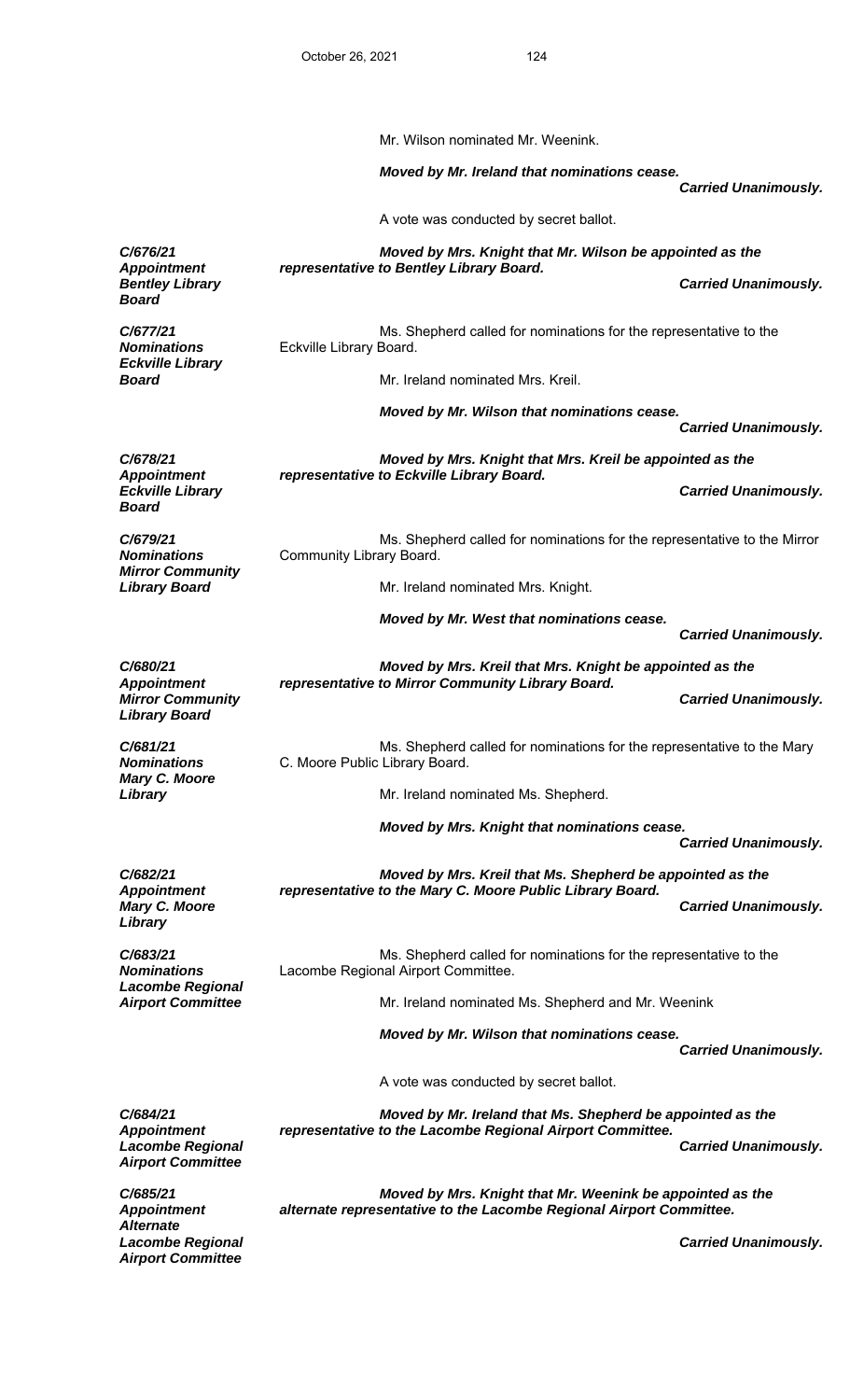Mr. Wilson nominated Mr. Weenink.

***Moved by Mr. Ireland that nominations cease.***

***Carried Unanimously.***

A vote was conducted by secret ballot.

***C/676/21***
***Appointment***
***Bentley Library Board***

***Moved by Mrs. Knight that Mr. Wilson be appointed as the representative to Bentley Library Board.***

***Carried Unanimously.***

***C/677/21***
***Nominations***
***Eckville Library Board***

Ms. Shepherd called for nominations for the representative to the Eckville Library Board.

Mr. Ireland nominated Mrs. Kreil.

***Moved by Mr. Wilson that nominations cease.***

***Carried Unanimously.***

***C/678/21***
***Appointment***
***Eckville Library Board***

***Moved by Mrs. Knight that Mrs. Kreil be appointed as the representative to Eckville Library Board.***

***Carried Unanimously.***

***C/679/21***
***Nominations***
***Mirror Community Library Board***

Ms. Shepherd called for nominations for the representative to the Mirror Community Library Board.

Mr. Ireland nominated Mrs. Knight.

***Moved by Mr. West that nominations cease.***

***Carried Unanimously.***

***C/680/21***
***Appointment***
***Mirror Community Library Board***

***Moved by Mrs. Kreil that Mrs. Knight be appointed as the representative to Mirror Community Library Board.***

***Carried Unanimously.***

***C/681/21***
***Nominations***
***Mary C. Moore Library***

Ms. Shepherd called for nominations for the representative to the Mary C. Moore Public Library Board.

Mr. Ireland nominated Ms. Shepherd.

***Moved by Mrs. Knight that nominations cease.***

***Carried Unanimously.***

***C/682/21***
***Appointment***
***Mary C. Moore Library***

***Moved by Mrs. Kreil that Ms. Shepherd be appointed as the representative to the Mary C. Moore Public Library Board.***

***Carried Unanimously.***

***C/683/21***
***Nominations***
***Lacombe Regional Airport Committee***

Ms. Shepherd called for nominations for the representative to the Lacombe Regional Airport Committee.

Mr. Ireland nominated Ms. Shepherd and Mr. Weenink

***Moved by Mr. Wilson that nominations cease.***

***Carried Unanimously.***

A vote was conducted by secret ballot.

***C/684/21***
***Appointment***
***Lacombe Regional Airport Committee***

***Moved by Mr. Ireland that Ms. Shepherd be appointed as the representative to the Lacombe Regional Airport Committee.***

***Carried Unanimously.***

***C/685/21***
***Appointment***
***Alternate***
***Lacombe Regional Airport Committee***

***Moved by Mrs. Knight that Mr. Weenink be appointed as the alternate representative to the Lacombe Regional Airport Committee.***

***Carried Unanimously.***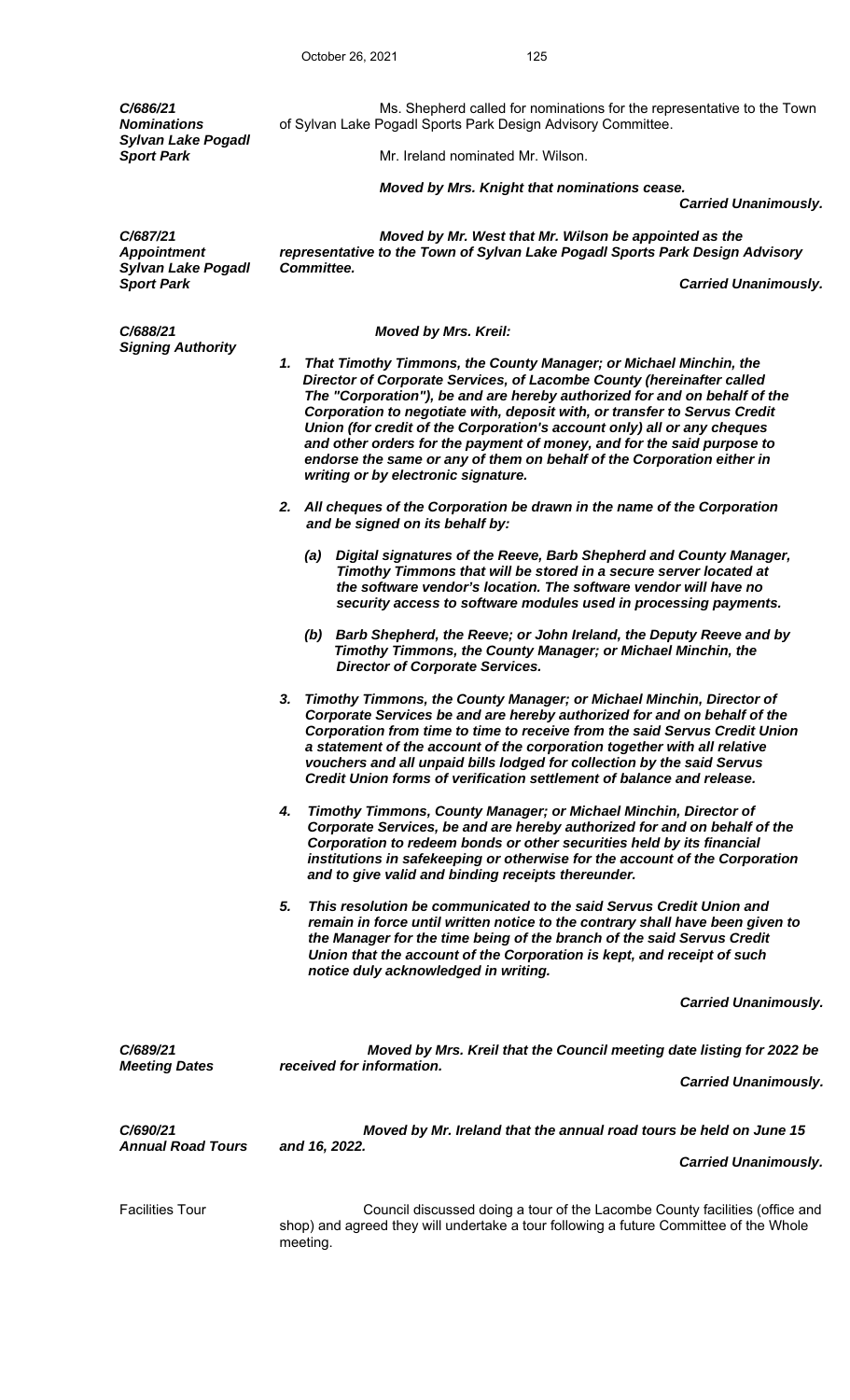***C/686/21***
***Nominations***
***Sylvan Lake Pogadl Sport Park***

Ms. Shepherd called for nominations for the representative to the Town of Sylvan Lake Pogadl Sports Park Design Advisory Committee.

Mr. Ireland nominated Mr. Wilson.

***Moved by Mrs. Knight that nominations cease.***

***Carried Unanimously.***

***C/687/21***
***Appointment***
***Sylvan Lake Pogadl Sport Park***

***Moved by Mr. West that Mr. Wilson be appointed as the representative to the Town of Sylvan Lake Pogadl Sports Park Design Advisory Committee.***

***Carried Unanimously.***

***C/688/21***
***Signing Authority***

***Moved by Mrs. Kreil:***

1. ***That Timothy Timmons, the County Manager; or Michael Minchin, the Director of Corporate Services, of Lacombe County (hereinafter called The "Corporation"), be and are hereby authorized for and on behalf of the Corporation to negotiate with, deposit with, or transfer to Servus Credit Union (for credit of the Corporation's account only) all or any cheques and other orders for the payment of money, and for the said purpose to endorse the same or any of them on behalf of the Corporation either in writing or by electronic signature.***

2. ***All cheques of the Corporation be drawn in the name of the Corporation and be signed on its behalf by:***

   ***(a) Digital signatures of the Reeve, Barb Shepherd and County Manager, Timothy Timmons that will be stored in a secure server located at the software vendor's location. The software vendor will have no security access to software modules used in processing payments.***

   ***(b) Barb Shepherd, the Reeve; or John Ireland, the Deputy Reeve and by Timothy Timmons, the County Manager; or Michael Minchin, the Director of Corporate Services.***

3. ***Timothy Timmons, the County Manager; or Michael Minchin, Director of Corporate Services be and are hereby authorized for and on behalf of the Corporation from time to time to receive from the said Servus Credit Union a statement of the account of the corporation together with all relative vouchers and all unpaid bills lodged for collection by the said Servus Credit Union forms of verification settlement of balance and release.***

4. ***Timothy Timmons, County Manager; or Michael Minchin, Director of Corporate Services, be and are hereby authorized for and on behalf of the Corporation to redeem bonds or other securities held by its financial institutions in safekeeping or otherwise for the account of the Corporation and to give valid and binding receipts thereunder.***

5. ***This resolution be communicated to the said Servus Credit Union and remain in force until written notice to the contrary shall have been given to the Manager for the time being of the branch of the said Servus Credit Union that the account of the Corporation is kept, and receipt of such notice duly acknowledged in writing.***

***Carried Unanimously.***

***C/689/21***
***Meeting Dates***

***Moved by Mrs. Kreil that the Council meeting date listing for 2022 be received for information.***

***Carried Unanimously.***

***C/690/21***
***Annual Road Tours***

***Moved by Mr. Ireland that the annual road tours be held on June 15 and 16, 2022.***

***Carried Unanimously.***

Facilities Tour

Council discussed doing a tour of the Lacombe County facilities (office and shop) and agreed they will undertake a tour following a future Committee of the Whole meeting.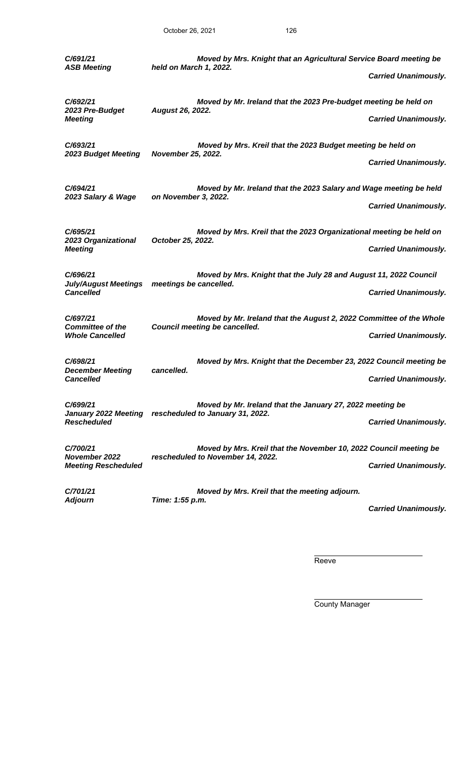***C/691/21***
***ASB Meeting***

***Moved by Mrs. Knight that an Agricultural Service Board meeting be held on March 1, 2022.***

***Carried Unanimously.***

***C/692/21***
***2023 Pre-Budget Meeting***

***Moved by Mr. Ireland that the 2023 Pre-budget meeting be held on August 26, 2022.***

***Carried Unanimously.***

***C/693/21***
***2023 Budget Meeting***

***Moved by Mrs. Kreil that the 2023 Budget meeting be held on November 25, 2022.***

***Carried Unanimously.***

***C/694/21***
***2023 Salary & Wage***

***Moved by Mr. Ireland that the 2023 Salary and Wage meeting be held on November 3, 2022.***

***Carried Unanimously.***

***C/695/21***
***2023 Organizational Meeting***

***Moved by Mrs. Kreil that the 2023 Organizational meeting be held on October 25, 2022.***

***Carried Unanimously.***

***C/696/21***
***July/August Meetings Cancelled***

***Moved by Mrs. Knight that the July 28 and August 11, 2022 Council meetings be cancelled.***

***Carried Unanimously.***

***C/697/21***
***Committee of the Whole Cancelled***

***Moved by Mr. Ireland that the August 2, 2022 Committee of the Whole Council meeting be cancelled.***

***Carried Unanimously.***

***C/698/21***
***December Meeting Cancelled***

***Moved by Mrs. Knight that the December 23, 2022 Council meeting be cancelled.***

***Carried Unanimously.***

***C/699/21***
***January 2022 Meeting Rescheduled***

***Moved by Mr. Ireland that the January 27, 2022 meeting be rescheduled to January 31, 2022.***

***Carried Unanimously.***

***C/700/21***
***November 2022 Meeting Rescheduled***

***Moved by Mrs. Kreil that the November 10, 2022 Council meeting be rescheduled to November 14, 2022.***

***Carried Unanimously.***

***C/701/21***
***Adjourn***

***Moved by Mrs. Kreil that the meeting adjourn.***
***Time: 1:55 p.m.***

***Carried Unanimously.***

Reeve

County Manager